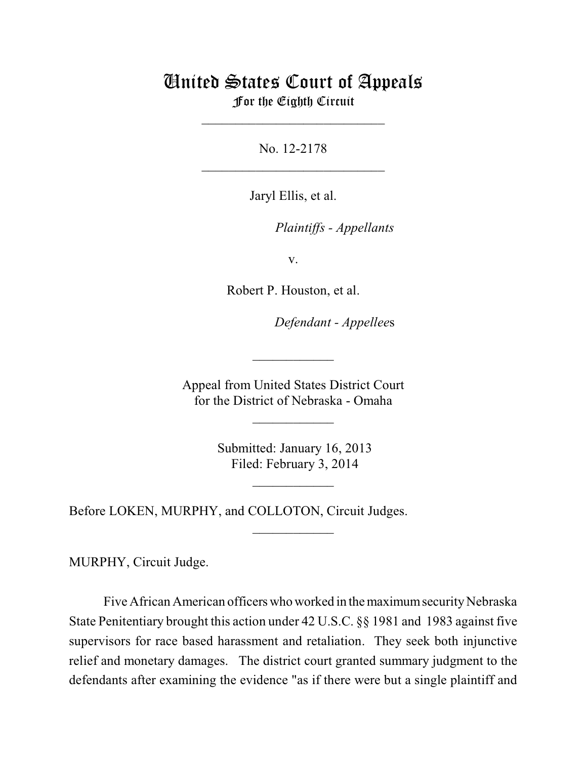# United States Court of Appeals
## For the Eighth Circuit

---

No. 12-2178

---

Jaryl Ellis, et al.

*Plaintiffs - Appellants*

v.

Robert P. Houston, et al.

*Defendant - Appellees*

---

Appeal from United States District Court
for the District of Nebraska - Omaha

---

Submitted: January 16, 2013
Filed: February 3, 2014

---

Before LOKEN, MURPHY, and COLLOTON, Circuit Judges.

---

MURPHY, Circuit Judge.

Five African American officers who worked in the maximum security Nebraska State Penitentiary brought this action under 42 U.S.C. §§ 1981 and 1983 against five supervisors for race based harassment and retaliation. They seek both injunctive relief and monetary damages. The district court granted summary judgment to the defendants after examining the evidence "as if there were but a single plaintiff and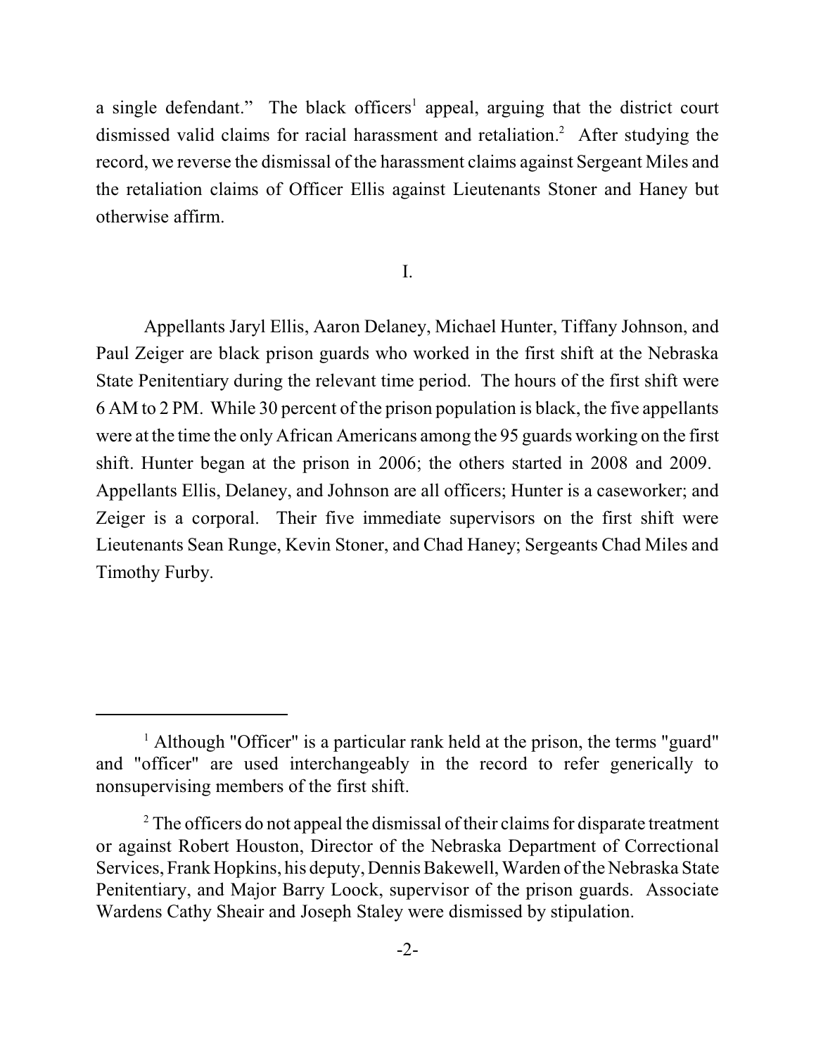a single defendant." The black officers[1] appeal, arguing that the district court dismissed valid claims for racial harassment and retaliation.[2] After studying the record, we reverse the dismissal of the harassment claims against Sergeant Miles and the retaliation claims of Officer Ellis against Lieutenants Stoner and Haney but otherwise affirm.

## I.

Appellants Jaryl Ellis, Aaron Delaney, Michael Hunter, Tiffany Johnson, and Paul Zeiger are black prison guards who worked in the first shift at the Nebraska State Penitentiary during the relevant time period. The hours of the first shift were 6 AM to 2 PM. While 30 percent of the prison population is black, the five appellants were at the time the only African Americans among the 95 guards working on the first shift. Hunter began at the prison in 2006; the others started in 2008 and 2009. Appellants Ellis, Delaney, and Johnson are all officers; Hunter is a caseworker; and Zeiger is a corporal. Their five immediate supervisors on the first shift were Lieutenants Sean Runge, Kevin Stoner, and Chad Haney; Sergeants Chad Miles and Timothy Furby.

---

[1] Although "Officer" is a particular rank held at the prison, the terms "guard" and "officer" are used interchangeably in the record to refer generically to nonsupervising members of the first shift.

[2] The officers do not appeal the dismissal of their claims for disparate treatment or against Robert Houston, Director of the Nebraska Department of Correctional Services, Frank Hopkins, his deputy, Dennis Bakewell, Warden of the Nebraska State Penitentiary, and Major Barry Loock, supervisor of the prison guards. Associate Wardens Cathy Sheair and Joseph Staley were dismissed by stipulation.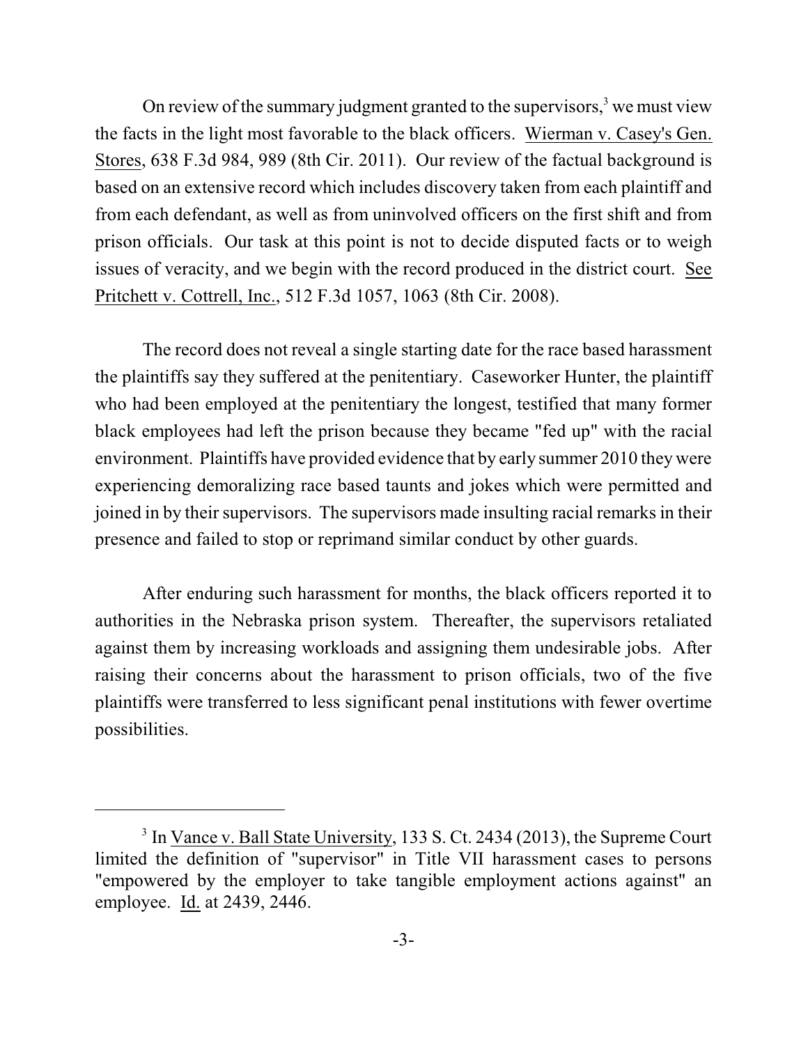On review of the summary judgment granted to the supervisors,[3] we must view the facts in the light most favorable to the black officers. Wierman v. Casey's Gen. Stores, 638 F.3d 984, 989 (8th Cir. 2011). Our review of the factual background is based on an extensive record which includes discovery taken from each plaintiff and from each defendant, as well as from uninvolved officers on the first shift and from prison officials. Our task at this point is not to decide disputed facts or to weigh issues of veracity, and we begin with the record produced in the district court. See Pritchett v. Cottrell, Inc., 512 F.3d 1057, 1063 (8th Cir. 2008).

The record does not reveal a single starting date for the race based harassment the plaintiffs say they suffered at the penitentiary. Caseworker Hunter, the plaintiff who had been employed at the penitentiary the longest, testified that many former black employees had left the prison because they became "fed up" with the racial environment. Plaintiffs have provided evidence that by early summer 2010 they were experiencing demoralizing race based taunts and jokes which were permitted and joined in by their supervisors. The supervisors made insulting racial remarks in their presence and failed to stop or reprimand similar conduct by other guards.

After enduring such harassment for months, the black officers reported it to authorities in the Nebraska prison system. Thereafter, the supervisors retaliated against them by increasing workloads and assigning them undesirable jobs. After raising their concerns about the harassment to prison officials, two of the five plaintiffs were transferred to less significant penal institutions with fewer overtime possibilities.

[3] In Vance v. Ball State University, 133 S. Ct. 2434 (2013), the Supreme Court limited the definition of "supervisor" in Title VII harassment cases to persons "empowered by the employer to take tangible employment actions against" an employee. Id. at 2439, 2446.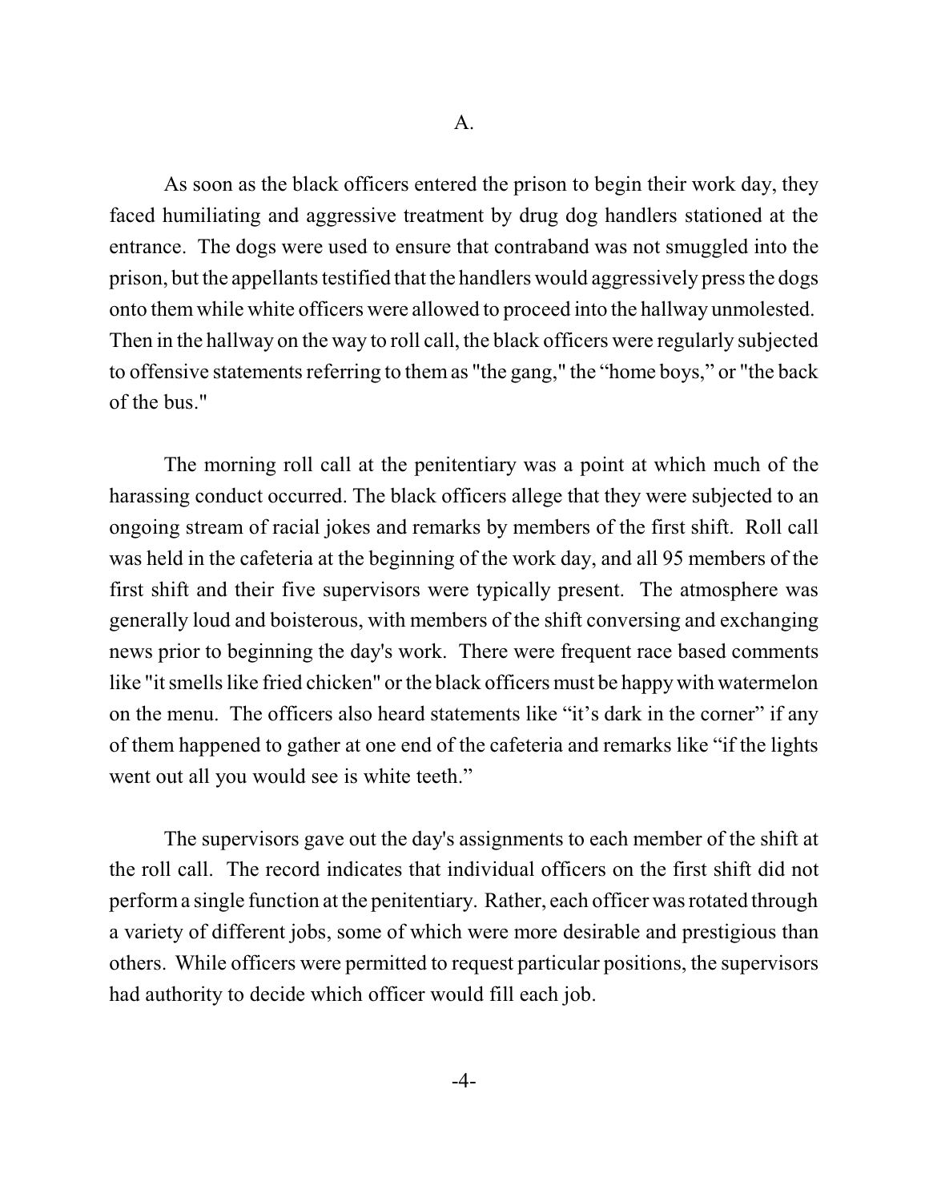A.

As soon as the black officers entered the prison to begin their work day, they faced humiliating and aggressive treatment by drug dog handlers stationed at the entrance. The dogs were used to ensure that contraband was not smuggled into the prison, but the appellants testified that the handlers would aggressively press the dogs onto them while white officers were allowed to proceed into the hallway unmolested. Then in the hallway on the way to roll call, the black officers were regularly subjected to offensive statements referring to them as "the gang," the "home boys," or "the back of the bus."

The morning roll call at the penitentiary was a point at which much of the harassing conduct occurred. The black officers allege that they were subjected to an ongoing stream of racial jokes and remarks by members of the first shift. Roll call was held in the cafeteria at the beginning of the work day, and all 95 members of the first shift and their five supervisors were typically present. The atmosphere was generally loud and boisterous, with members of the shift conversing and exchanging news prior to beginning the day's work. There were frequent race based comments like "it smells like fried chicken" or the black officers must be happy with watermelon on the menu. The officers also heard statements like "it's dark in the corner" if any of them happened to gather at one end of the cafeteria and remarks like "if the lights went out all you would see is white teeth."

The supervisors gave out the day's assignments to each member of the shift at the roll call. The record indicates that individual officers on the first shift did not perform a single function at the penitentiary. Rather, each officer was rotated through a variety of different jobs, some of which were more desirable and prestigious than others. While officers were permitted to request particular positions, the supervisors had authority to decide which officer would fill each job.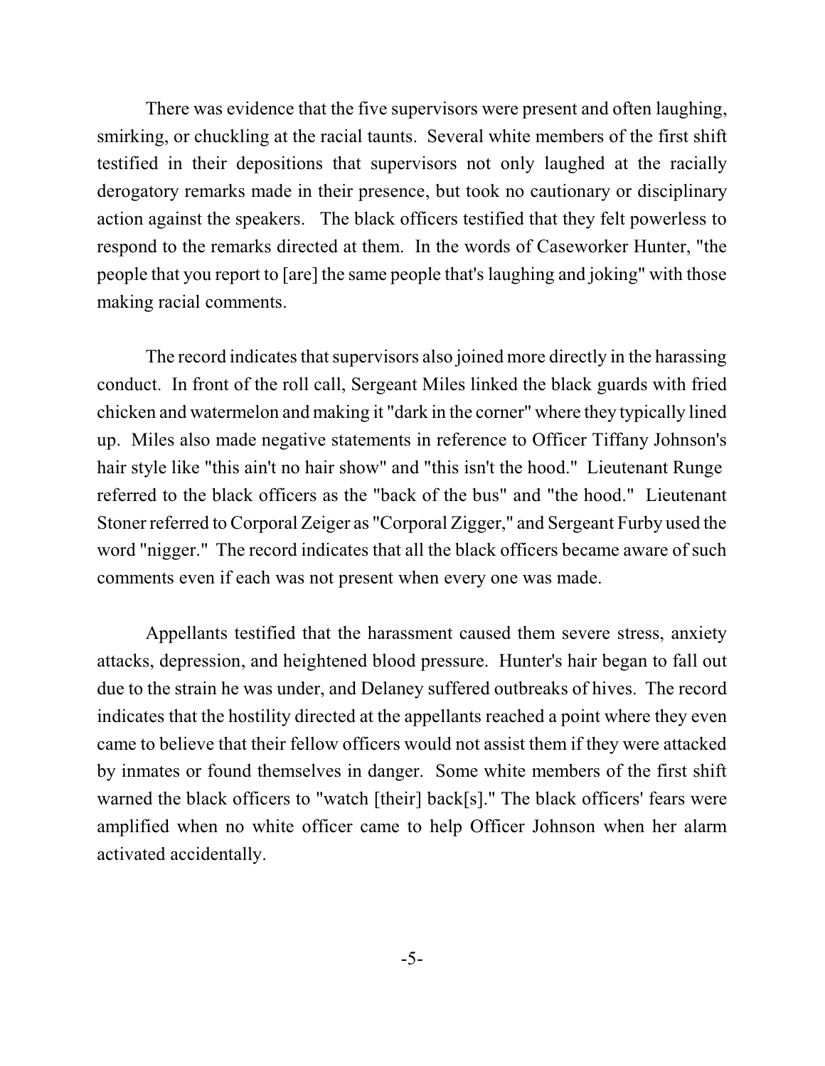There was evidence that the five supervisors were present and often laughing, smirking, or chuckling at the racial taunts. Several white members of the first shift testified in their depositions that supervisors not only laughed at the racially derogatory remarks made in their presence, but took no cautionary or disciplinary action against the speakers. The black officers testified that they felt powerless to respond to the remarks directed at them. In the words of Caseworker Hunter, "the people that you report to [are] the same people that's laughing and joking" with those making racial comments.

The record indicates that supervisors also joined more directly in the harassing conduct. In front of the roll call, Sergeant Miles linked the black guards with fried chicken and watermelon and making it "dark in the corner" where they typically lined up. Miles also made negative statements in reference to Officer Tiffany Johnson's hair style like "this ain't no hair show" and "this isn't the hood." Lieutenant Runge referred to the black officers as the "back of the bus" and "the hood." Lieutenant Stoner referred to Corporal Zeiger as "Corporal Zigger," and Sergeant Furby used the word "nigger." The record indicates that all the black officers became aware of such comments even if each was not present when every one was made.

Appellants testified that the harassment caused them severe stress, anxiety attacks, depression, and heightened blood pressure. Hunter's hair began to fall out due to the strain he was under, and Delaney suffered outbreaks of hives. The record indicates that the hostility directed at the appellants reached a point where they even came to believe that their fellow officers would not assist them if they were attacked by inmates or found themselves in danger. Some white members of the first shift warned the black officers to "watch [their] back[s]." The black officers' fears were amplified when no white officer came to help Officer Johnson when her alarm activated accidentally.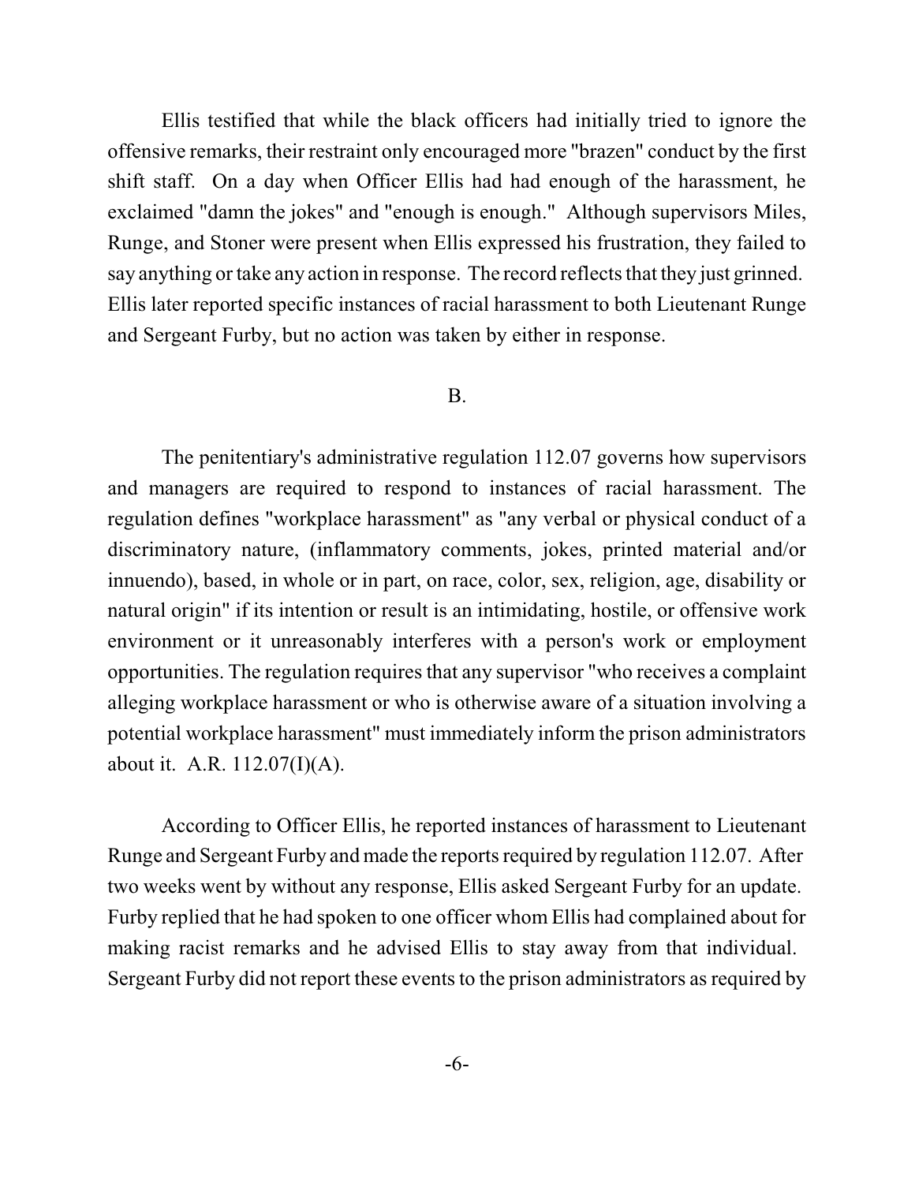Ellis testified that while the black officers had initially tried to ignore the offensive remarks, their restraint only encouraged more "brazen" conduct by the first shift staff. On a day when Officer Ellis had had enough of the harassment, he exclaimed "damn the jokes" and "enough is enough." Although supervisors Miles, Runge, and Stoner were present when Ellis expressed his frustration, they failed to say anything or take any action in response. The record reflects that they just grinned. Ellis later reported specific instances of racial harassment to both Lieutenant Runge and Sergeant Furby, but no action was taken by either in response.

B.

The penitentiary's administrative regulation 112.07 governs how supervisors and managers are required to respond to instances of racial harassment. The regulation defines "workplace harassment" as "any verbal or physical conduct of a discriminatory nature, (inflammatory comments, jokes, printed material and/or innuendo), based, in whole or in part, on race, color, sex, religion, age, disability or natural origin" if its intention or result is an intimidating, hostile, or offensive work environment or it unreasonably interferes with a person's work or employment opportunities. The regulation requires that any supervisor "who receives a complaint alleging workplace harassment or who is otherwise aware of a situation involving a potential workplace harassment" must immediately inform the prison administrators about it. A.R. 112.07(I)(A).

According to Officer Ellis, he reported instances of harassment to Lieutenant Runge and Sergeant Furby and made the reports required by regulation 112.07. After two weeks went by without any response, Ellis asked Sergeant Furby for an update. Furby replied that he had spoken to one officer whom Ellis had complained about for making racist remarks and he advised Ellis to stay away from that individual. Sergeant Furby did not report these events to the prison administrators as required by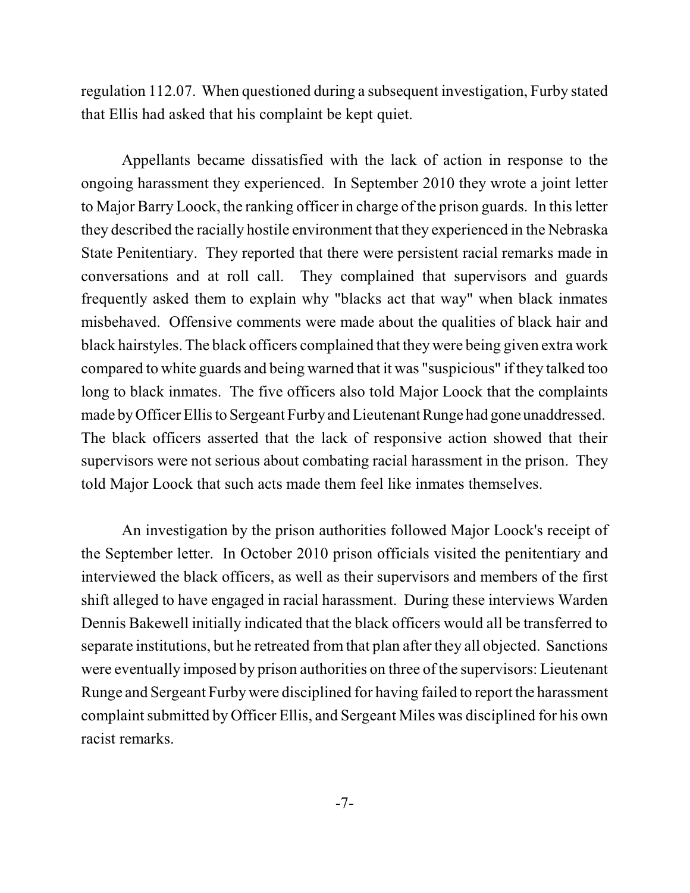regulation 112.07. When questioned during a subsequent investigation, Furby stated that Ellis had asked that his complaint be kept quiet.

Appellants became dissatisfied with the lack of action in response to the ongoing harassment they experienced. In September 2010 they wrote a joint letter to Major Barry Loock, the ranking officer in charge of the prison guards. In this letter they described the racially hostile environment that they experienced in the Nebraska State Penitentiary. They reported that there were persistent racial remarks made in conversations and at roll call. They complained that supervisors and guards frequently asked them to explain why "blacks act that way" when black inmates misbehaved. Offensive comments were made about the qualities of black hair and black hairstyles. The black officers complained that they were being given extra work compared to white guards and being warned that it was "suspicious" if they talked too long to black inmates. The five officers also told Major Loock that the complaints made by Officer Ellis to Sergeant Furby and Lieutenant Runge had gone unaddressed. The black officers asserted that the lack of responsive action showed that their supervisors were not serious about combating racial harassment in the prison. They told Major Loock that such acts made them feel like inmates themselves.

An investigation by the prison authorities followed Major Loock's receipt of the September letter. In October 2010 prison officials visited the penitentiary and interviewed the black officers, as well as their supervisors and members of the first shift alleged to have engaged in racial harassment. During these interviews Warden Dennis Bakewell initially indicated that the black officers would all be transferred to separate institutions, but he retreated from that plan after they all objected. Sanctions were eventually imposed by prison authorities on three of the supervisors: Lieutenant Runge and Sergeant Furby were disciplined for having failed to report the harassment complaint submitted by Officer Ellis, and Sergeant Miles was disciplined for his own racist remarks.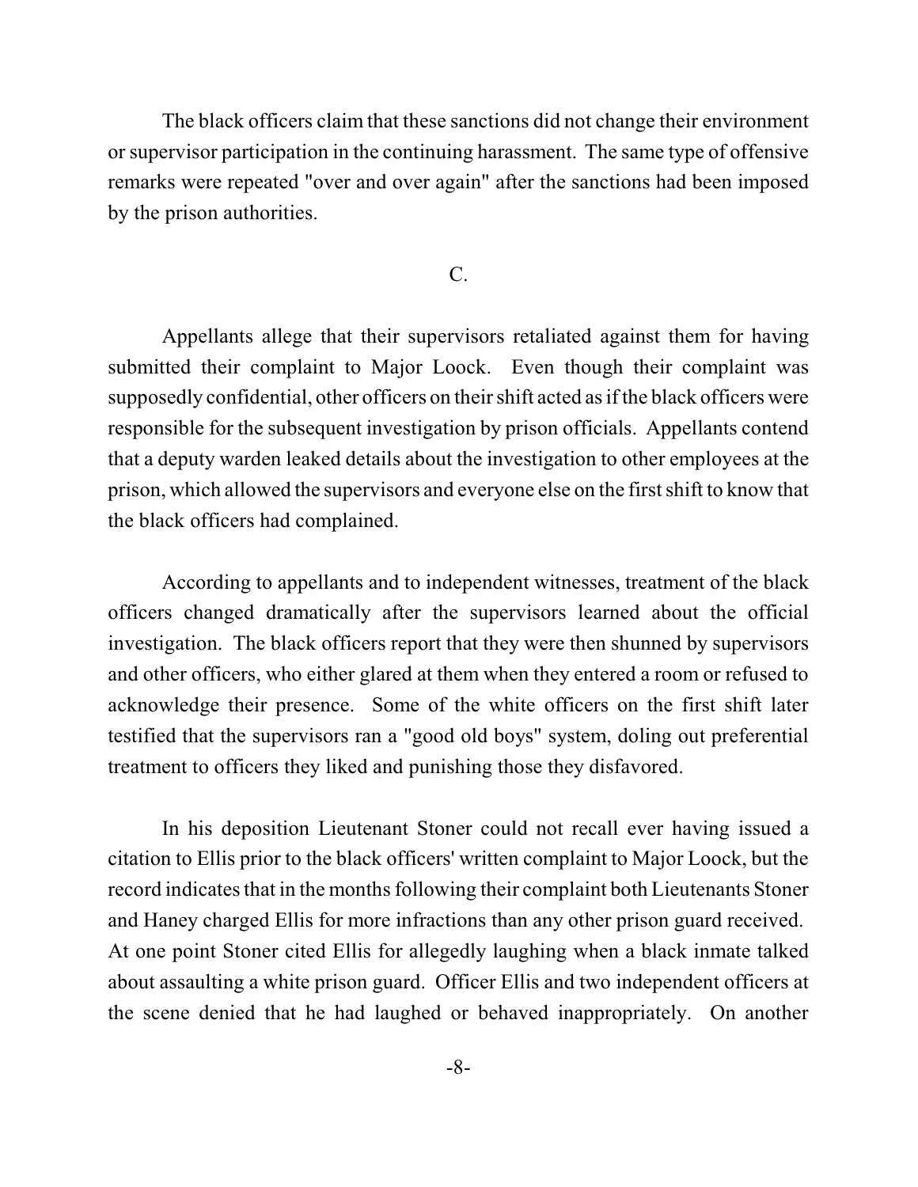The black officers claim that these sanctions did not change their environment or supervisor participation in the continuing harassment. The same type of offensive remarks were repeated "over and over again" after the sanctions had been imposed by the prison authorities.

### C.

Appellants allege that their supervisors retaliated against them for having submitted their complaint to Major Loock. Even though their complaint was supposedly confidential, other officers on their shift acted as if the black officers were responsible for the subsequent investigation by prison officials. Appellants contend that a deputy warden leaked details about the investigation to other employees at the prison, which allowed the supervisors and everyone else on the first shift to know that the black officers had complained.

According to appellants and to independent witnesses, treatment of the black officers changed dramatically after the supervisors learned about the official investigation. The black officers report that they were then shunned by supervisors and other officers, who either glared at them when they entered a room or refused to acknowledge their presence. Some of the white officers on the first shift later testified that the supervisors ran a "good old boys" system, doling out preferential treatment to officers they liked and punishing those they disfavored.

In his deposition Lieutenant Stoner could not recall ever having issued a citation to Ellis prior to the black officers' written complaint to Major Loock, but the record indicates that in the months following their complaint both Lieutenants Stoner and Haney charged Ellis for more infractions than any other prison guard received. At one point Stoner cited Ellis for allegedly laughing when a black inmate talked about assaulting a white prison guard. Officer Ellis and two independent officers at the scene denied that he had laughed or behaved inappropriately. On another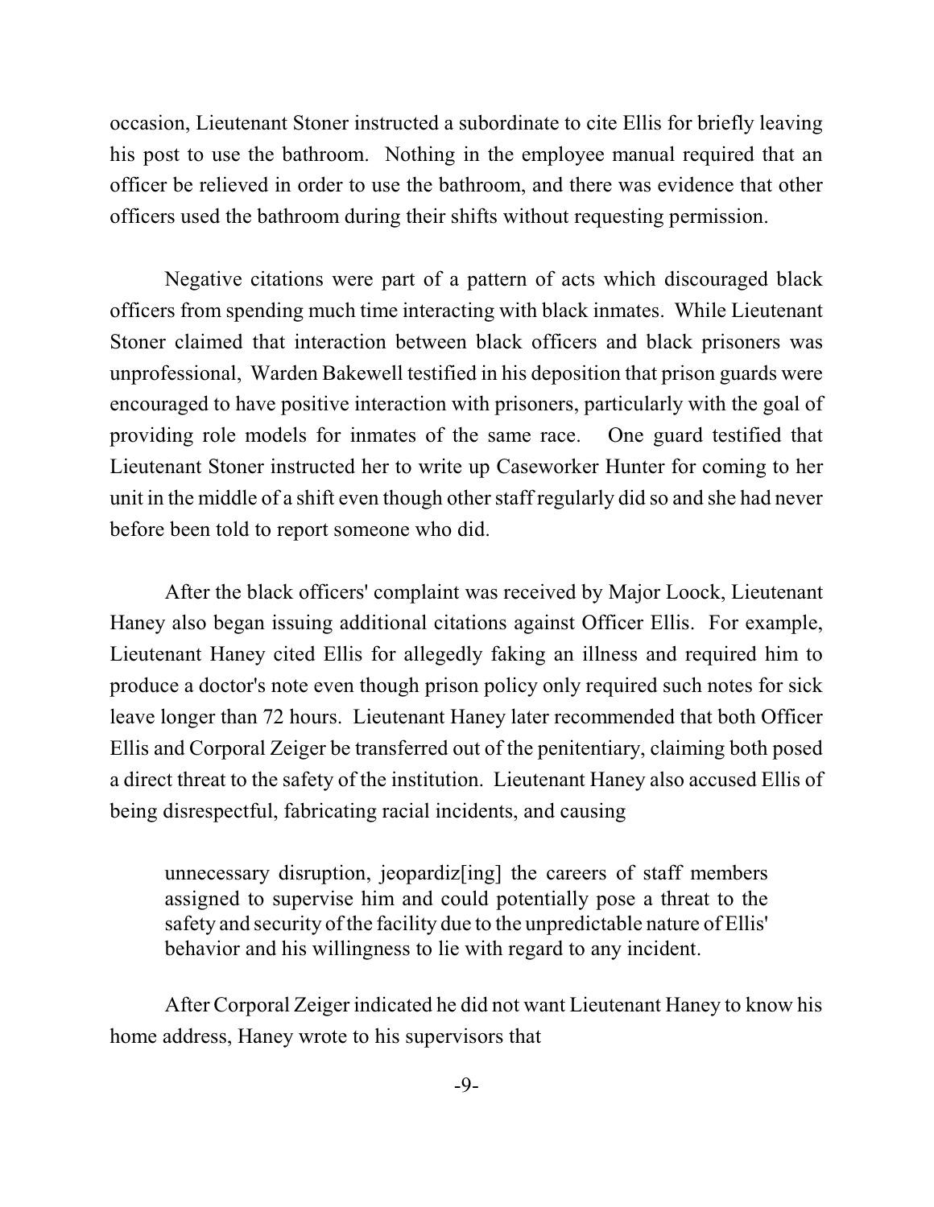occasion, Lieutenant Stoner instructed a subordinate to cite Ellis for briefly leaving his post to use the bathroom. Nothing in the employee manual required that an officer be relieved in order to use the bathroom, and there was evidence that other officers used the bathroom during their shifts without requesting permission.

Negative citations were part of a pattern of acts which discouraged black officers from spending much time interacting with black inmates. While Lieutenant Stoner claimed that interaction between black officers and black prisoners was unprofessional, Warden Bakewell testified in his deposition that prison guards were encouraged to have positive interaction with prisoners, particularly with the goal of providing role models for inmates of the same race. One guard testified that Lieutenant Stoner instructed her to write up Caseworker Hunter for coming to her unit in the middle of a shift even though other staff regularly did so and she had never before been told to report someone who did.

After the black officers' complaint was received by Major Loock, Lieutenant Haney also began issuing additional citations against Officer Ellis. For example, Lieutenant Haney cited Ellis for allegedly faking an illness and required him to produce a doctor's note even though prison policy only required such notes for sick leave longer than 72 hours. Lieutenant Haney later recommended that both Officer Ellis and Corporal Zeiger be transferred out of the penitentiary, claiming both posed a direct threat to the safety of the institution. Lieutenant Haney also accused Ellis of being disrespectful, fabricating racial incidents, and causing

> unnecessary disruption, jeopardiz[ing] the careers of staff members assigned to supervise him and could potentially pose a threat to the safety and security of the facility due to the unpredictable nature of Ellis' behavior and his willingness to lie with regard to any incident.

After Corporal Zeiger indicated he did not want Lieutenant Haney to know his home address, Haney wrote to his supervisors that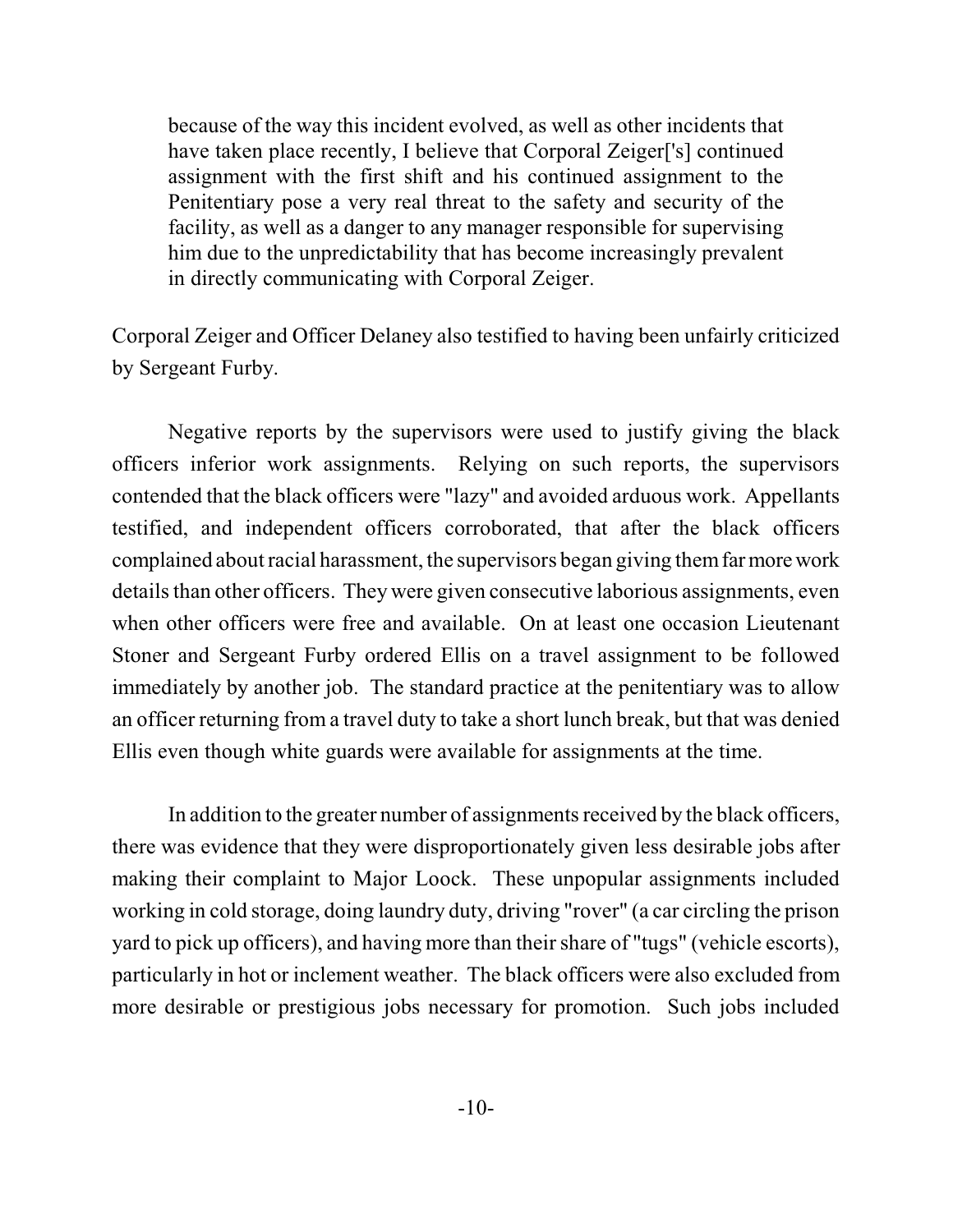> because of the way this incident evolved, as well as other incidents that have taken place recently, I believe that Corporal Zeiger['s] continued assignment with the first shift and his continued assignment to the Penitentiary pose a very real threat to the safety and security of the facility, as well as a danger to any manager responsible for supervising him due to the unpredictability that has become increasingly prevalent in directly communicating with Corporal Zeiger.

Corporal Zeiger and Officer Delaney also testified to having been unfairly criticized by Sergeant Furby.

Negative reports by the supervisors were used to justify giving the black officers inferior work assignments. Relying on such reports, the supervisors contended that the black officers were "lazy" and avoided arduous work. Appellants testified, and independent officers corroborated, that after the black officers complained about racial harassment, the supervisors began giving them far more work details than other officers. They were given consecutive laborious assignments, even when other officers were free and available. On at least one occasion Lieutenant Stoner and Sergeant Furby ordered Ellis on a travel assignment to be followed immediately by another job. The standard practice at the penitentiary was to allow an officer returning from a travel duty to take a short lunch break, but that was denied Ellis even though white guards were available for assignments at the time.

In addition to the greater number of assignments received by the black officers, there was evidence that they were disproportionately given less desirable jobs after making their complaint to Major Loock. These unpopular assignments included working in cold storage, doing laundry duty, driving "rover" (a car circling the prison yard to pick up officers), and having more than their share of "tugs" (vehicle escorts), particularly in hot or inclement weather. The black officers were also excluded from more desirable or prestigious jobs necessary for promotion. Such jobs included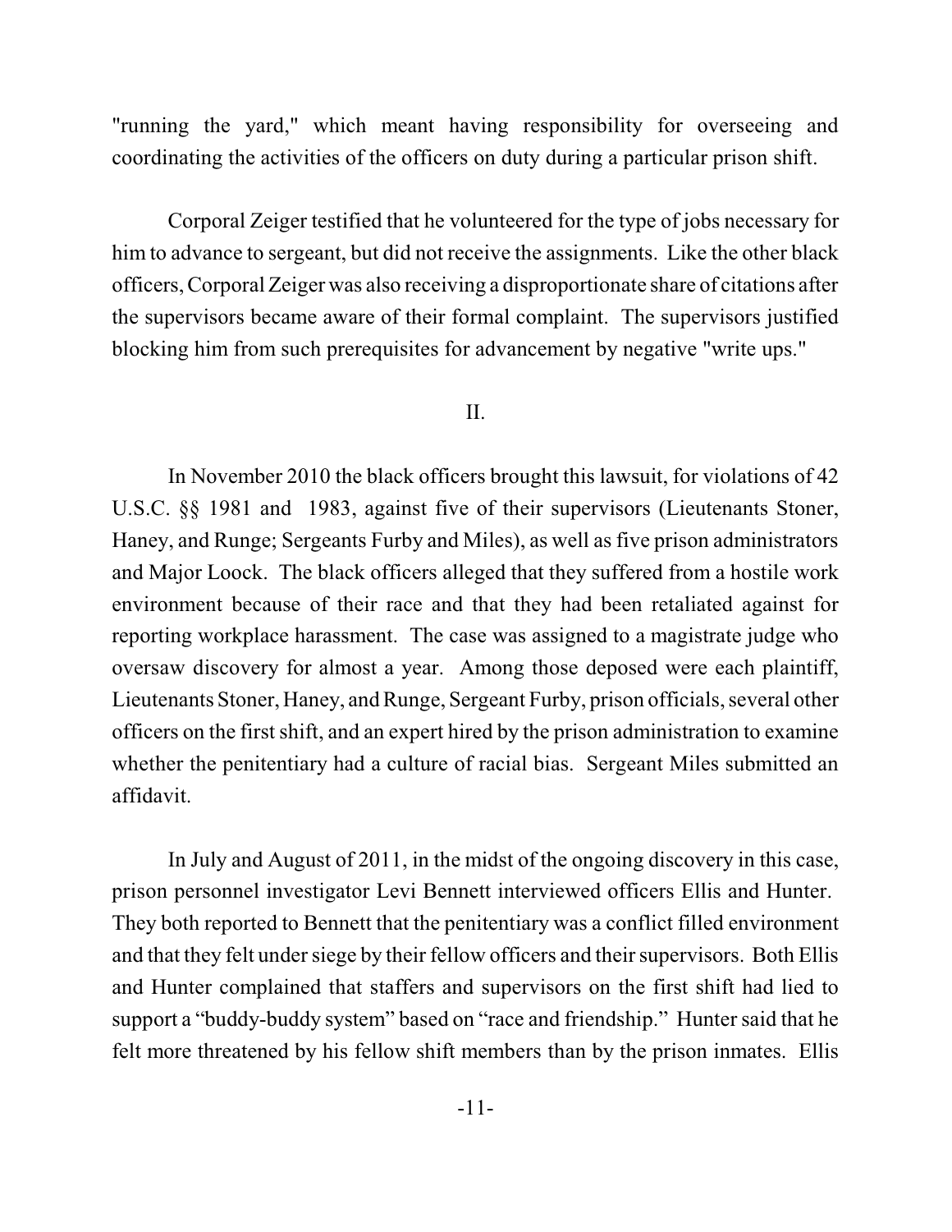"running the yard," which meant having responsibility for overseeing and coordinating the activities of the officers on duty during a particular prison shift.

Corporal Zeiger testified that he volunteered for the type of jobs necessary for him to advance to sergeant, but did not receive the assignments. Like the other black officers, Corporal Zeiger was also receiving a disproportionate share of citations after the supervisors became aware of their formal complaint. The supervisors justified blocking him from such prerequisites for advancement by negative "write ups."

## II.

In November 2010 the black officers brought this lawsuit, for violations of 42 U.S.C. §§ 1981 and 1983, against five of their supervisors (Lieutenants Stoner, Haney, and Runge; Sergeants Furby and Miles), as well as five prison administrators and Major Loock. The black officers alleged that they suffered from a hostile work environment because of their race and that they had been retaliated against for reporting workplace harassment. The case was assigned to a magistrate judge who oversaw discovery for almost a year. Among those deposed were each plaintiff, Lieutenants Stoner, Haney, and Runge, Sergeant Furby, prison officials, several other officers on the first shift, and an expert hired by the prison administration to examine whether the penitentiary had a culture of racial bias. Sergeant Miles submitted an affidavit.

In July and August of 2011, in the midst of the ongoing discovery in this case, prison personnel investigator Levi Bennett interviewed officers Ellis and Hunter. They both reported to Bennett that the penitentiary was a conflict filled environment and that they felt under siege by their fellow officers and their supervisors. Both Ellis and Hunter complained that staffers and supervisors on the first shift had lied to support a "buddy-buddy system" based on "race and friendship." Hunter said that he felt more threatened by his fellow shift members than by the prison inmates. Ellis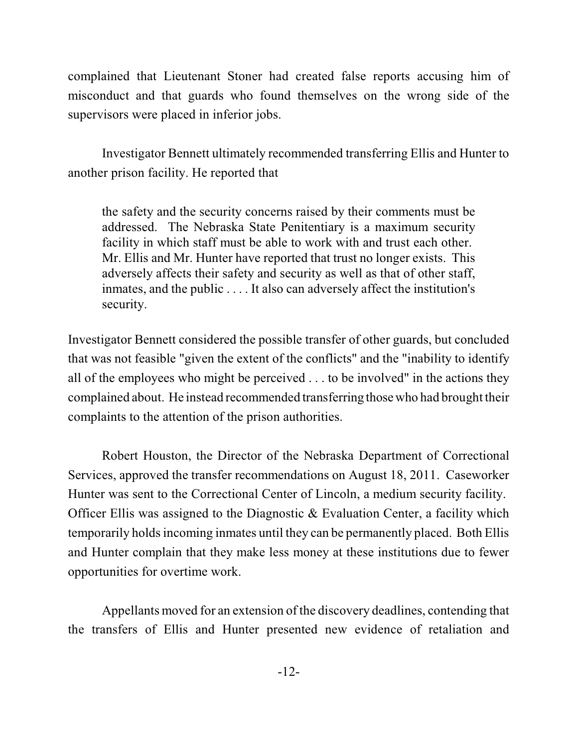complained that Lieutenant Stoner had created false reports accusing him of misconduct and that guards who found themselves on the wrong side of the supervisors were placed in inferior jobs.

Investigator Bennett ultimately recommended transferring Ellis and Hunter to another prison facility. He reported that

> the safety and the security concerns raised by their comments must be addressed. The Nebraska State Penitentiary is a maximum security facility in which staff must be able to work with and trust each other. Mr. Ellis and Mr. Hunter have reported that trust no longer exists. This adversely affects their safety and security as well as that of other staff, inmates, and the public . . . . It also can adversely affect the institution's security.

Investigator Bennett considered the possible transfer of other guards, but concluded that was not feasible "given the extent of the conflicts" and the "inability to identify all of the employees who might be perceived . . . to be involved" in the actions they complained about. He instead recommended transferring those who had brought their complaints to the attention of the prison authorities.

Robert Houston, the Director of the Nebraska Department of Correctional Services, approved the transfer recommendations on August 18, 2011. Caseworker Hunter was sent to the Correctional Center of Lincoln, a medium security facility. Officer Ellis was assigned to the Diagnostic & Evaluation Center, a facility which temporarily holds incoming inmates until they can be permanently placed. Both Ellis and Hunter complain that they make less money at these institutions due to fewer opportunities for overtime work.

Appellants moved for an extension of the discovery deadlines, contending that the transfers of Ellis and Hunter presented new evidence of retaliation and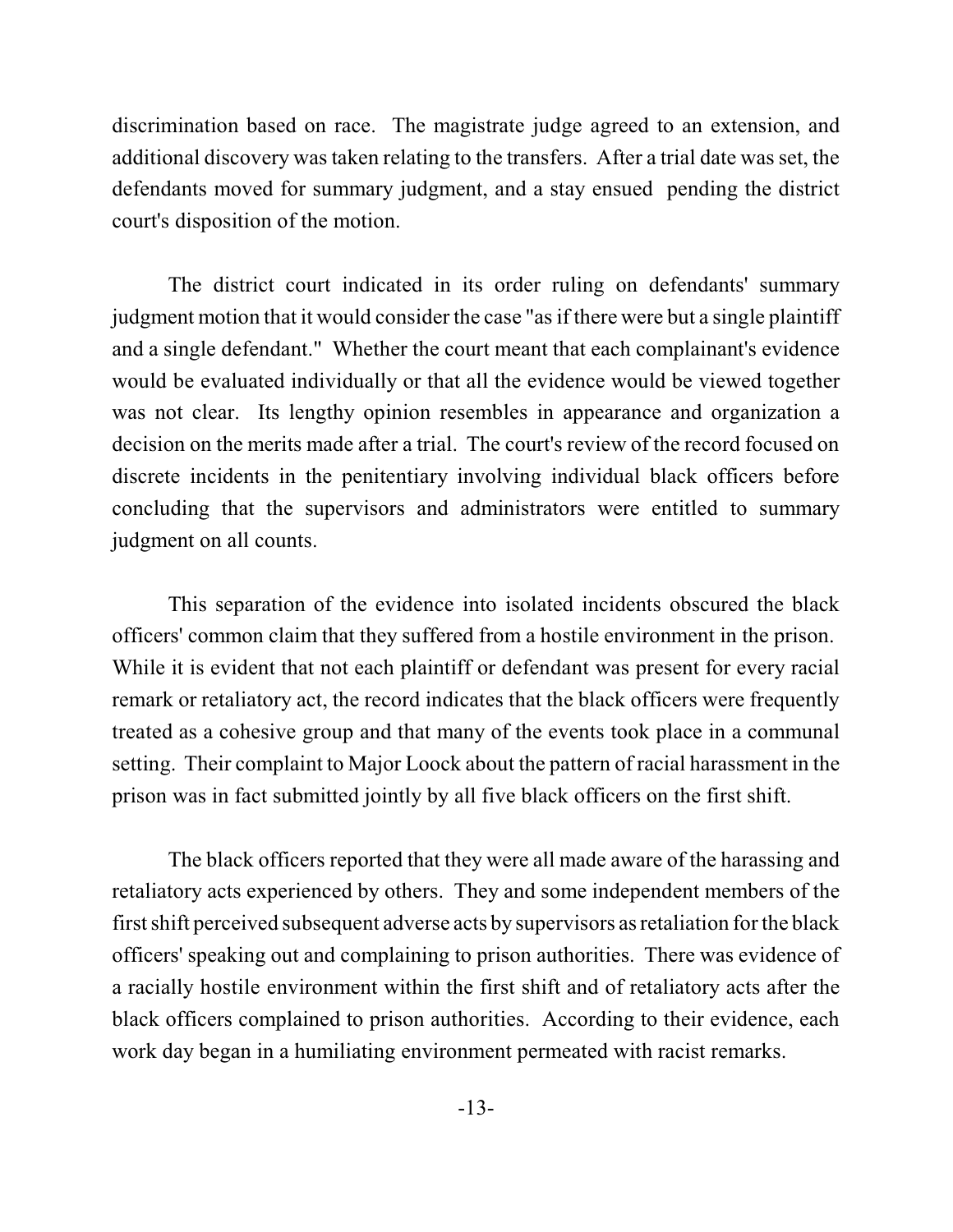discrimination based on race. The magistrate judge agreed to an extension, and additional discovery was taken relating to the transfers. After a trial date was set, the defendants moved for summary judgment, and a stay ensued pending the district court's disposition of the motion.

The district court indicated in its order ruling on defendants' summary judgment motion that it would consider the case "as if there were but a single plaintiff and a single defendant." Whether the court meant that each complainant's evidence would be evaluated individually or that all the evidence would be viewed together was not clear. Its lengthy opinion resembles in appearance and organization a decision on the merits made after a trial. The court's review of the record focused on discrete incidents in the penitentiary involving individual black officers before concluding that the supervisors and administrators were entitled to summary judgment on all counts.

This separation of the evidence into isolated incidents obscured the black officers' common claim that they suffered from a hostile environment in the prison. While it is evident that not each plaintiff or defendant was present for every racial remark or retaliatory act, the record indicates that the black officers were frequently treated as a cohesive group and that many of the events took place in a communal setting. Their complaint to Major Loock about the pattern of racial harassment in the prison was in fact submitted jointly by all five black officers on the first shift.

The black officers reported that they were all made aware of the harassing and retaliatory acts experienced by others. They and some independent members of the first shift perceived subsequent adverse acts by supervisors as retaliation for the black officers' speaking out and complaining to prison authorities. There was evidence of a racially hostile environment within the first shift and of retaliatory acts after the black officers complained to prison authorities. According to their evidence, each work day began in a humiliating environment permeated with racist remarks.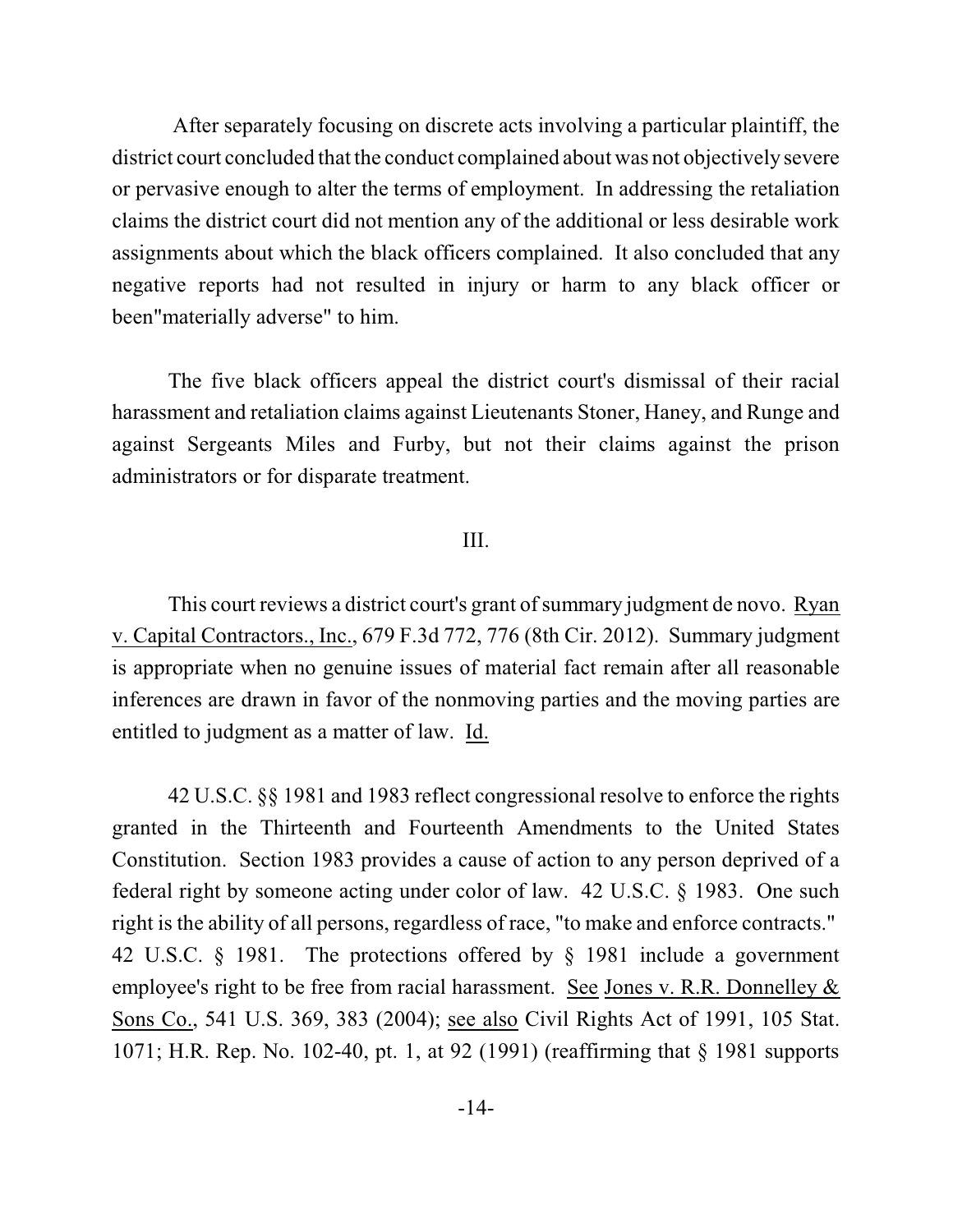After separately focusing on discrete acts involving a particular plaintiff, the district court concluded that the conduct complained about was not objectively severe or pervasive enough to alter the terms of employment. In addressing the retaliation claims the district court did not mention any of the additional or less desirable work assignments about which the black officers complained. It also concluded that any negative reports had not resulted in injury or harm to any black officer or been"materially adverse" to him.

The five black officers appeal the district court's dismissal of their racial harassment and retaliation claims against Lieutenants Stoner, Haney, and Runge and against Sergeants Miles and Furby, but not their claims against the prison administrators or for disparate treatment.

## III.

This court reviews a district court's grant of summary judgment de novo. Ryan v. Capital Contractors., Inc., 679 F.3d 772, 776 (8th Cir. 2012). Summary judgment is appropriate when no genuine issues of material fact remain after all reasonable inferences are drawn in favor of the nonmoving parties and the moving parties are entitled to judgment as a matter of law. Id.

42 U.S.C. §§ 1981 and 1983 reflect congressional resolve to enforce the rights granted in the Thirteenth and Fourteenth Amendments to the United States Constitution. Section 1983 provides a cause of action to any person deprived of a federal right by someone acting under color of law. 42 U.S.C. § 1983. One such right is the ability of all persons, regardless of race, "to make and enforce contracts." 42 U.S.C. § 1981. The protections offered by § 1981 include a government employee's right to be free from racial harassment. See Jones v. R.R. Donnelley & Sons Co., 541 U.S. 369, 383 (2004); see also Civil Rights Act of 1991, 105 Stat. 1071; H.R. Rep. No. 102-40, pt. 1, at 92 (1991) (reaffirming that § 1981 supports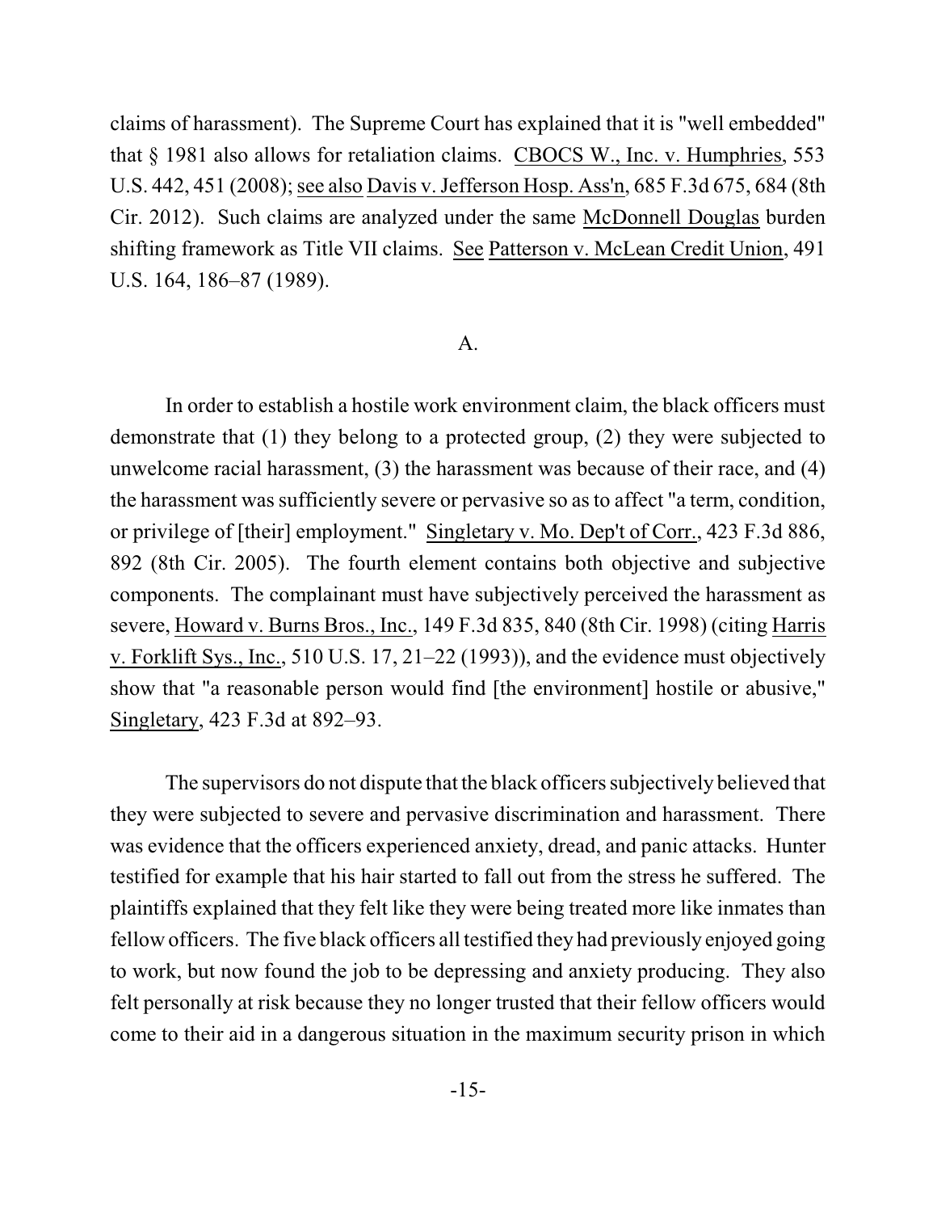claims of harassment). The Supreme Court has explained that it is "well embedded" that § 1981 also allows for retaliation claims. CBOCS W., Inc. v. Humphries, 553 U.S. 442, 451 (2008); see also Davis v. Jefferson Hosp. Ass'n, 685 F.3d 675, 684 (8th Cir. 2012). Such claims are analyzed under the same McDonnell Douglas burden shifting framework as Title VII claims. See Patterson v. McLean Credit Union, 491 U.S. 164, 186–87 (1989).

A.

In order to establish a hostile work environment claim, the black officers must demonstrate that (1) they belong to a protected group, (2) they were subjected to unwelcome racial harassment, (3) the harassment was because of their race, and (4) the harassment was sufficiently severe or pervasive so as to affect "a term, condition, or privilege of [their] employment." Singletary v. Mo. Dep't of Corr., 423 F.3d 886, 892 (8th Cir. 2005). The fourth element contains both objective and subjective components. The complainant must have subjectively perceived the harassment as severe, Howard v. Burns Bros., Inc., 149 F.3d 835, 840 (8th Cir. 1998) (citing Harris v. Forklift Sys., Inc., 510 U.S. 17, 21–22 (1993)), and the evidence must objectively show that "a reasonable person would find [the environment] hostile or abusive," Singletary, 423 F.3d at 892–93.

The supervisors do not dispute that the black officers subjectively believed that they were subjected to severe and pervasive discrimination and harassment. There was evidence that the officers experienced anxiety, dread, and panic attacks. Hunter testified for example that his hair started to fall out from the stress he suffered. The plaintiffs explained that they felt like they were being treated more like inmates than fellow officers. The five black officers all testified they had previously enjoyed going to work, but now found the job to be depressing and anxiety producing. They also felt personally at risk because they no longer trusted that their fellow officers would come to their aid in a dangerous situation in the maximum security prison in which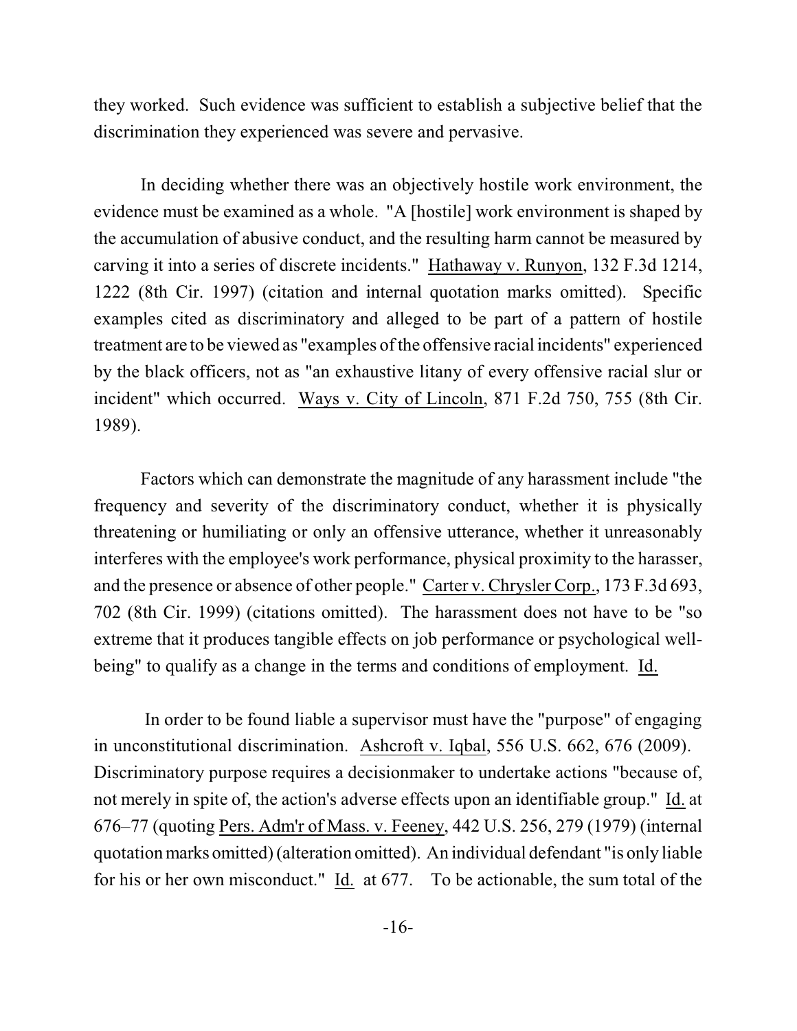they worked. Such evidence was sufficient to establish a subjective belief that the discrimination they experienced was severe and pervasive.

In deciding whether there was an objectively hostile work environment, the evidence must be examined as a whole. "A [hostile] work environment is shaped by the accumulation of abusive conduct, and the resulting harm cannot be measured by carving it into a series of discrete incidents." Hathaway v. Runyon, 132 F.3d 1214, 1222 (8th Cir. 1997) (citation and internal quotation marks omitted). Specific examples cited as discriminatory and alleged to be part of a pattern of hostile treatment are to be viewed as "examples of the offensive racial incidents" experienced by the black officers, not as "an exhaustive litany of every offensive racial slur or incident" which occurred. Ways v. City of Lincoln, 871 F.2d 750, 755 (8th Cir. 1989).

Factors which can demonstrate the magnitude of any harassment include "the frequency and severity of the discriminatory conduct, whether it is physically threatening or humiliating or only an offensive utterance, whether it unreasonably interferes with the employee's work performance, physical proximity to the harasser, and the presence or absence of other people." Carter v. Chrysler Corp., 173 F.3d 693, 702 (8th Cir. 1999) (citations omitted). The harassment does not have to be "so extreme that it produces tangible effects on job performance or psychological well-being" to qualify as a change in the terms and conditions of employment. Id.

In order to be found liable a supervisor must have the "purpose" of engaging in unconstitutional discrimination. Ashcroft v. Iqbal, 556 U.S. 662, 676 (2009). Discriminatory purpose requires a decisionmaker to undertake actions "because of, not merely in spite of, the action's adverse effects upon an identifiable group." Id. at 676–77 (quoting Pers. Adm'r of Mass. v. Feeney, 442 U.S. 256, 279 (1979) (internal quotation marks omitted) (alteration omitted). An individual defendant "is only liable for his or her own misconduct." Id. at 677. To be actionable, the sum total of the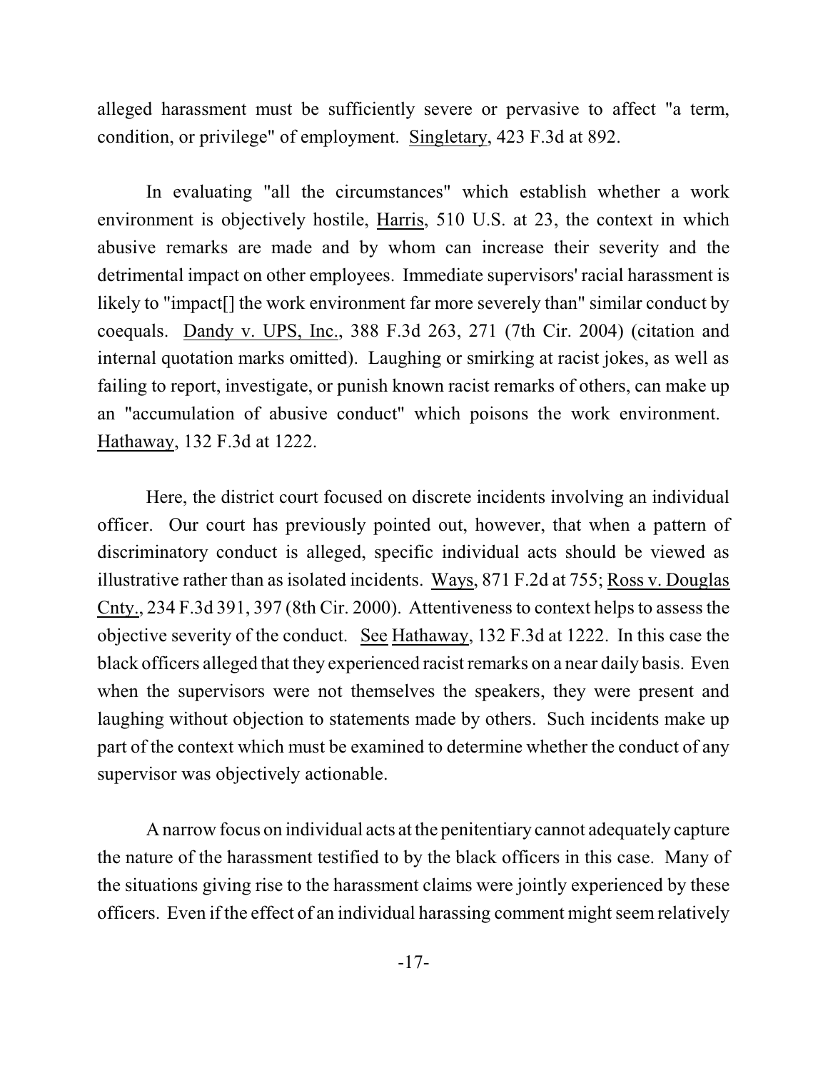alleged harassment must be sufficiently severe or pervasive to affect "a term, condition, or privilege" of employment. Singletary, 423 F.3d at 892.

In evaluating "all the circumstances" which establish whether a work environment is objectively hostile, Harris, 510 U.S. at 23, the context in which abusive remarks are made and by whom can increase their severity and the detrimental impact on other employees. Immediate supervisors' racial harassment is likely to "impact[] the work environment far more severely than" similar conduct by coequals. Dandy v. UPS, Inc., 388 F.3d 263, 271 (7th Cir. 2004) (citation and internal quotation marks omitted). Laughing or smirking at racist jokes, as well as failing to report, investigate, or punish known racist remarks of others, can make up an "accumulation of abusive conduct" which poisons the work environment. Hathaway, 132 F.3d at 1222.

Here, the district court focused on discrete incidents involving an individual officer. Our court has previously pointed out, however, that when a pattern of discriminatory conduct is alleged, specific individual acts should be viewed as illustrative rather than as isolated incidents. Ways, 871 F.2d at 755; Ross v. Douglas Cnty., 234 F.3d 391, 397 (8th Cir. 2000). Attentiveness to context helps to assess the objective severity of the conduct. See Hathaway, 132 F.3d at 1222. In this case the black officers alleged that they experienced racist remarks on a near daily basis. Even when the supervisors were not themselves the speakers, they were present and laughing without objection to statements made by others. Such incidents make up part of the context which must be examined to determine whether the conduct of any supervisor was objectively actionable.

A narrow focus on individual acts at the penitentiary cannot adequately capture the nature of the harassment testified to by the black officers in this case. Many of the situations giving rise to the harassment claims were jointly experienced by these officers. Even if the effect of an individual harassing comment might seem relatively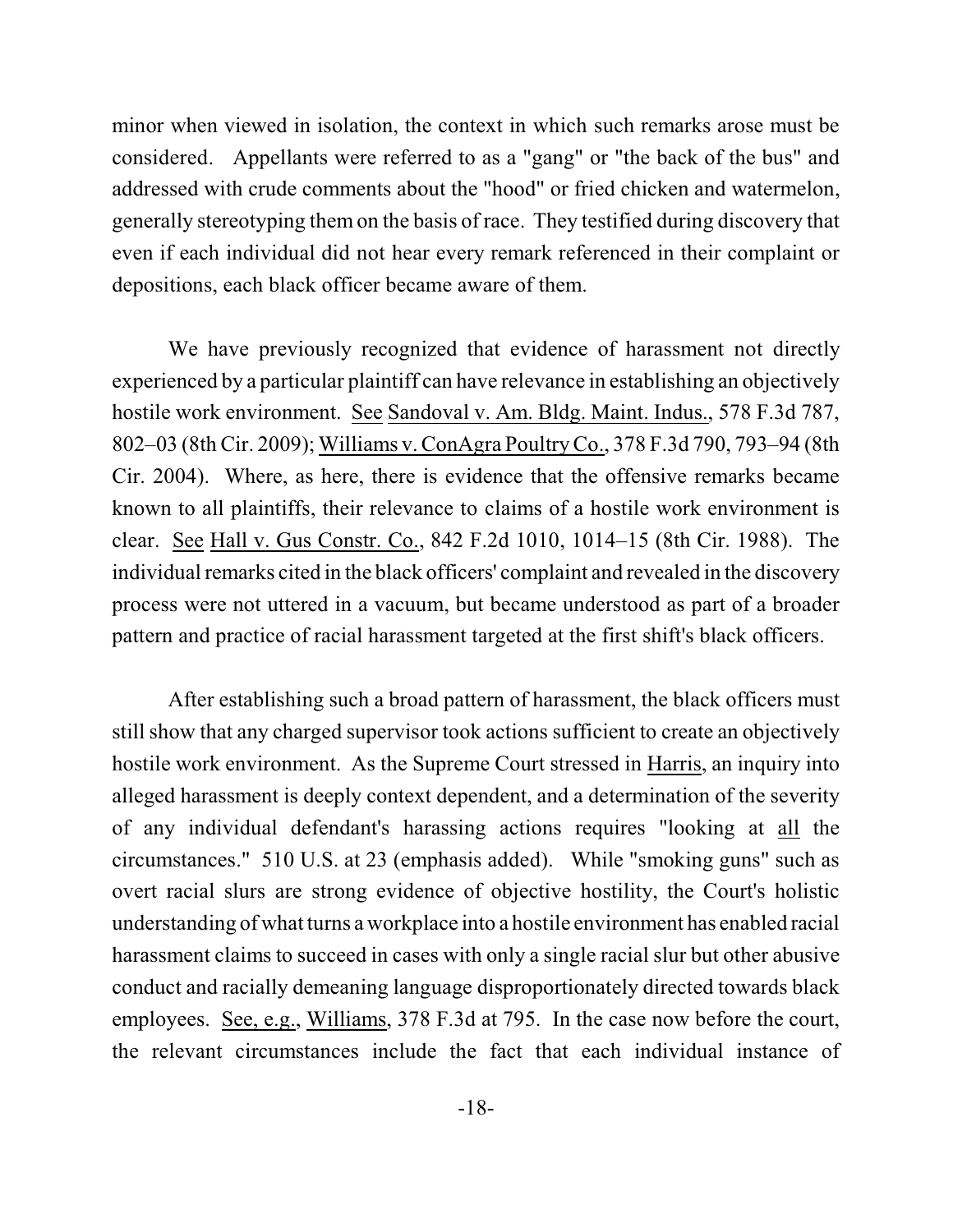minor when viewed in isolation, the context in which such remarks arose must be considered. Appellants were referred to as a "gang" or "the back of the bus" and addressed with crude comments about the "hood" or fried chicken and watermelon, generally stereotyping them on the basis of race. They testified during discovery that even if each individual did not hear every remark referenced in their complaint or depositions, each black officer became aware of them.

We have previously recognized that evidence of harassment not directly experienced by a particular plaintiff can have relevance in establishing an objectively hostile work environment. See Sandoval v. Am. Bldg. Maint. Indus., 578 F.3d 787, 802–03 (8th Cir. 2009); Williams v. ConAgra Poultry Co., 378 F.3d 790, 793–94 (8th Cir. 2004). Where, as here, there is evidence that the offensive remarks became known to all plaintiffs, their relevance to claims of a hostile work environment is clear. See Hall v. Gus Constr. Co., 842 F.2d 1010, 1014–15 (8th Cir. 1988). The individual remarks cited in the black officers' complaint and revealed in the discovery process were not uttered in a vacuum, but became understood as part of a broader pattern and practice of racial harassment targeted at the first shift's black officers.

After establishing such a broad pattern of harassment, the black officers must still show that any charged supervisor took actions sufficient to create an objectively hostile work environment. As the Supreme Court stressed in Harris, an inquiry into alleged harassment is deeply context dependent, and a determination of the severity of any individual defendant's harassing actions requires "looking at all the circumstances." 510 U.S. at 23 (emphasis added). While "smoking guns" such as overt racial slurs are strong evidence of objective hostility, the Court's holistic understanding of what turns a workplace into a hostile environment has enabled racial harassment claims to succeed in cases with only a single racial slur but other abusive conduct and racially demeaning language disproportionately directed towards black employees. See, e.g., Williams, 378 F.3d at 795. In the case now before the court, the relevant circumstances include the fact that each individual instance of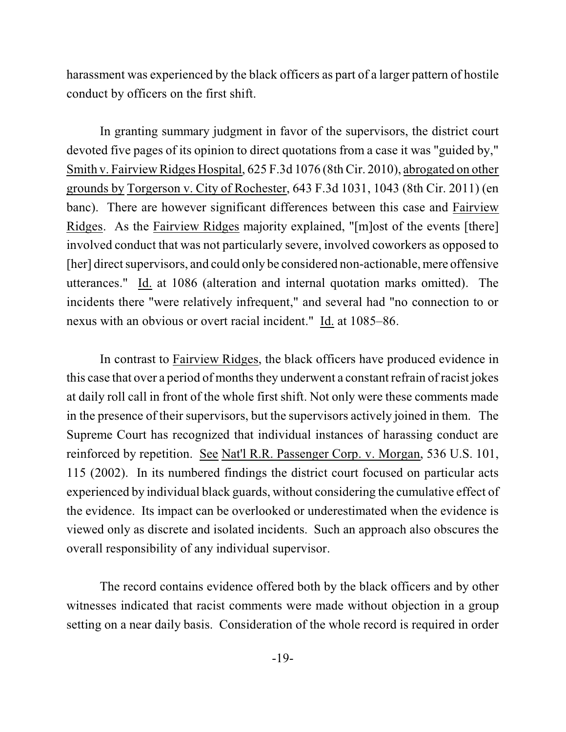harassment was experienced by the black officers as part of a larger pattern of hostile conduct by officers on the first shift.

In granting summary judgment in favor of the supervisors, the district court devoted five pages of its opinion to direct quotations from a case it was "guided by," Smith v. Fairview Ridges Hospital, 625 F.3d 1076 (8th Cir. 2010), abrogated on other grounds by Torgerson v. City of Rochester, 643 F.3d 1031, 1043 (8th Cir. 2011) (en banc). There are however significant differences between this case and Fairview Ridges. As the Fairview Ridges majority explained, "[m]ost of the events [there] involved conduct that was not particularly severe, involved coworkers as opposed to [her] direct supervisors, and could only be considered non-actionable, mere offensive utterances." Id. at 1086 (alteration and internal quotation marks omitted). The incidents there "were relatively infrequent," and several had "no connection to or nexus with an obvious or overt racial incident." Id. at 1085–86.

In contrast to Fairview Ridges, the black officers have produced evidence in this case that over a period of months they underwent a constant refrain of racist jokes at daily roll call in front of the whole first shift. Not only were these comments made in the presence of their supervisors, but the supervisors actively joined in them. The Supreme Court has recognized that individual instances of harassing conduct are reinforced by repetition. See Nat'l R.R. Passenger Corp. v. Morgan, 536 U.S. 101, 115 (2002). In its numbered findings the district court focused on particular acts experienced by individual black guards, without considering the cumulative effect of the evidence. Its impact can be overlooked or underestimated when the evidence is viewed only as discrete and isolated incidents. Such an approach also obscures the overall responsibility of any individual supervisor.

The record contains evidence offered both by the black officers and by other witnesses indicated that racist comments were made without objection in a group setting on a near daily basis. Consideration of the whole record is required in order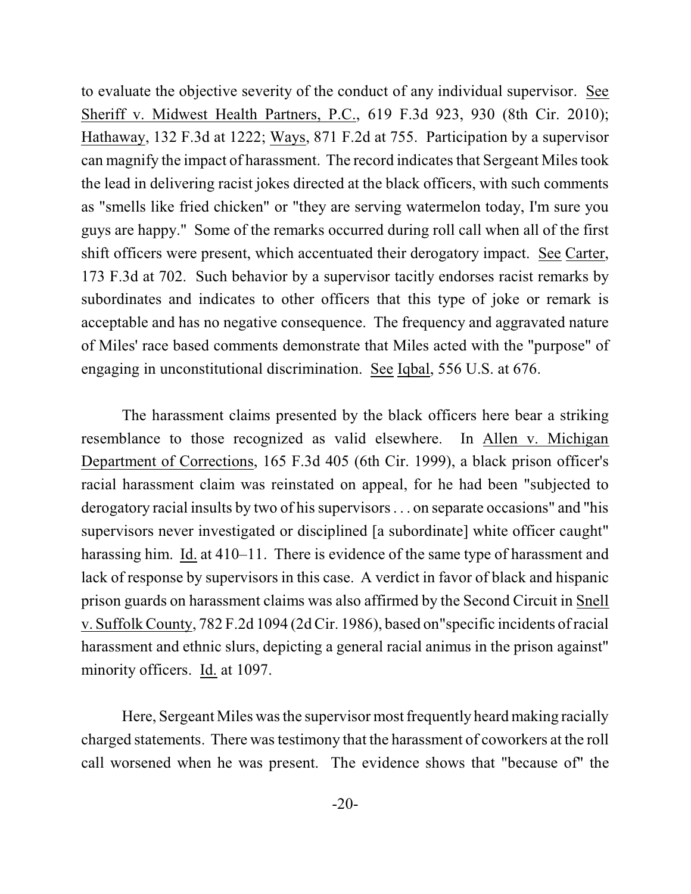to evaluate the objective severity of the conduct of any individual supervisor. See Sheriff v. Midwest Health Partners, P.C., 619 F.3d 923, 930 (8th Cir. 2010); Hathaway, 132 F.3d at 1222; Ways, 871 F.2d at 755. Participation by a supervisor can magnify the impact of harassment. The record indicates that Sergeant Miles took the lead in delivering racist jokes directed at the black officers, with such comments as "smells like fried chicken" or "they are serving watermelon today, I'm sure you guys are happy." Some of the remarks occurred during roll call when all of the first shift officers were present, which accentuated their derogatory impact. See Carter, 173 F.3d at 702. Such behavior by a supervisor tacitly endorses racist remarks by subordinates and indicates to other officers that this type of joke or remark is acceptable and has no negative consequence. The frequency and aggravated nature of Miles' race based comments demonstrate that Miles acted with the "purpose" of engaging in unconstitutional discrimination. See Iqbal, 556 U.S. at 676.

The harassment claims presented by the black officers here bear a striking resemblance to those recognized as valid elsewhere. In Allen v. Michigan Department of Corrections, 165 F.3d 405 (6th Cir. 1999), a black prison officer's racial harassment claim was reinstated on appeal, for he had been "subjected to derogatory racial insults by two of his supervisors . . . on separate occasions" and "his supervisors never investigated or disciplined [a subordinate] white officer caught" harassing him. Id. at 410–11. There is evidence of the same type of harassment and lack of response by supervisors in this case. A verdict in favor of black and hispanic prison guards on harassment claims was also affirmed by the Second Circuit in Snell v. Suffolk County, 782 F.2d 1094 (2d Cir. 1986), based on"specific incidents of racial harassment and ethnic slurs, depicting a general racial animus in the prison against" minority officers. Id. at 1097.

Here, Sergeant Miles was the supervisor most frequently heard making racially charged statements. There was testimony that the harassment of coworkers at the roll call worsened when he was present. The evidence shows that "because of" the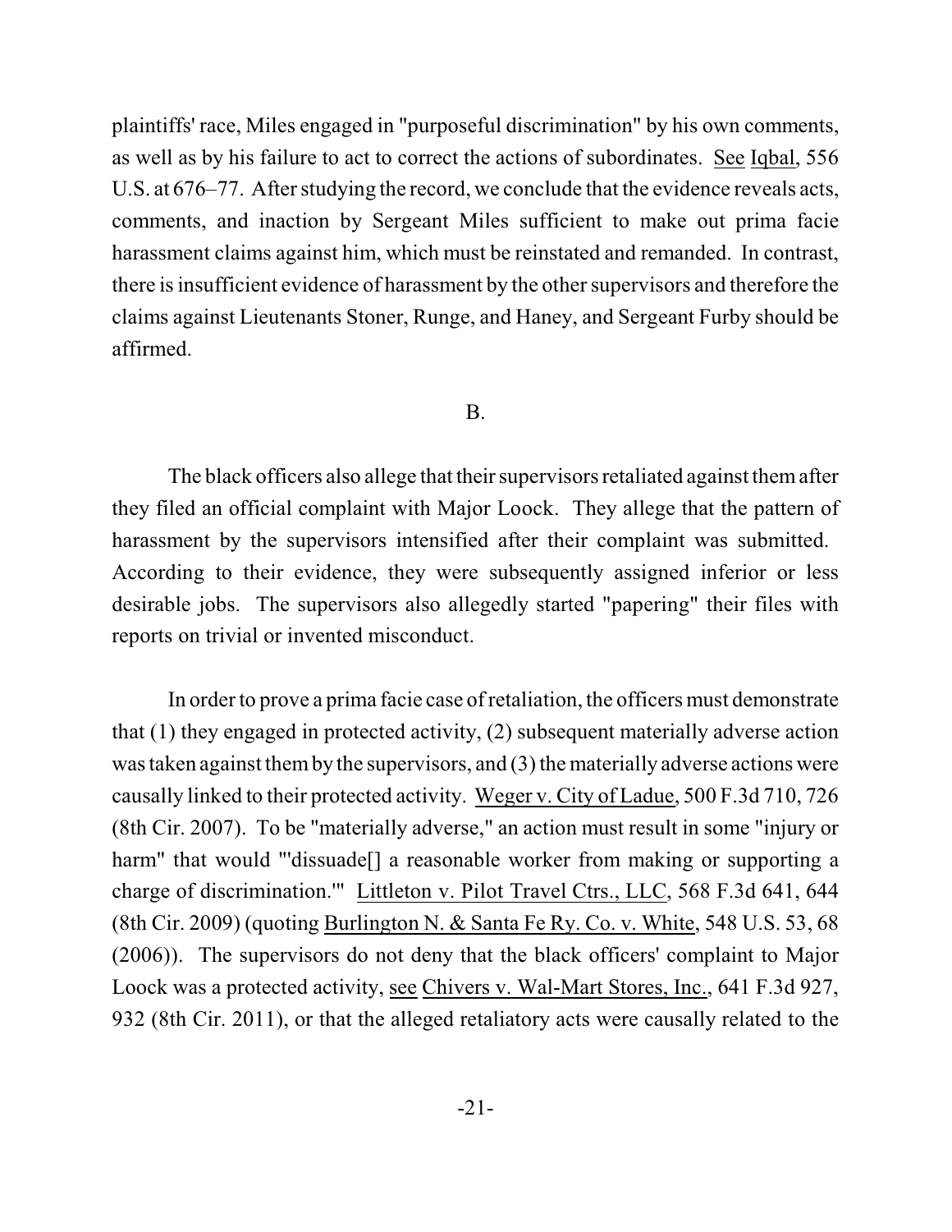plaintiffs' race, Miles engaged in "purposeful discrimination" by his own comments, as well as by his failure to act to correct the actions of subordinates. See Iqbal, 556 U.S. at 676–77. After studying the record, we conclude that the evidence reveals acts, comments, and inaction by Sergeant Miles sufficient to make out prima facie harassment claims against him, which must be reinstated and remanded. In contrast, there is insufficient evidence of harassment by the other supervisors and therefore the claims against Lieutenants Stoner, Runge, and Haney, and Sergeant Furby should be affirmed.

## B.

The black officers also allege that their supervisors retaliated against them after they filed an official complaint with Major Loock. They allege that the pattern of harassment by the supervisors intensified after their complaint was submitted. According to their evidence, they were subsequently assigned inferior or less desirable jobs. The supervisors also allegedly started "papering" their files with reports on trivial or invented misconduct.

In order to prove a prima facie case of retaliation, the officers must demonstrate that (1) they engaged in protected activity, (2) subsequent materially adverse action was taken against them by the supervisors, and (3) the materially adverse actions were causally linked to their protected activity. Weger v. City of Ladue, 500 F.3d 710, 726 (8th Cir. 2007). To be "materially adverse," an action must result in some "injury or harm" that would "'dissuade[] a reasonable worker from making or supporting a charge of discrimination.'" Littleton v. Pilot Travel Ctrs., LLC, 568 F.3d 641, 644 (8th Cir. 2009) (quoting Burlington N. & Santa Fe Ry. Co. v. White, 548 U.S. 53, 68 (2006)). The supervisors do not deny that the black officers' complaint to Major Loock was a protected activity, see Chivers v. Wal-Mart Stores, Inc., 641 F.3d 927, 932 (8th Cir. 2011), or that the alleged retaliatory acts were causally related to the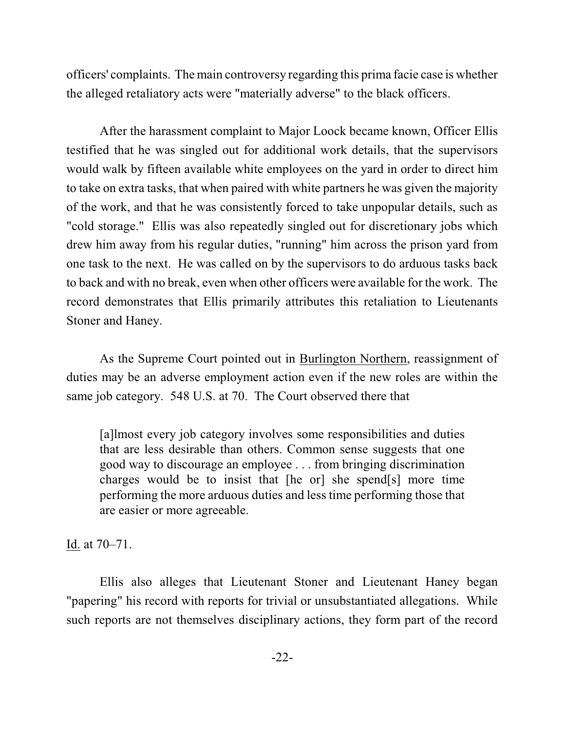officers' complaints. The main controversy regarding this prima facie case is whether the alleged retaliatory acts were "materially adverse" to the black officers.

After the harassment complaint to Major Loock became known, Officer Ellis testified that he was singled out for additional work details, that the supervisors would walk by fifteen available white employees on the yard in order to direct him to take on extra tasks, that when paired with white partners he was given the majority of the work, and that he was consistently forced to take unpopular details, such as "cold storage." Ellis was also repeatedly singled out for discretionary jobs which drew him away from his regular duties, "running" him across the prison yard from one task to the next. He was called on by the supervisors to do arduous tasks back to back and with no break, even when other officers were available for the work. The record demonstrates that Ellis primarily attributes this retaliation to Lieutenants Stoner and Haney.

As the Supreme Court pointed out in Burlington Northern, reassignment of duties may be an adverse employment action even if the new roles are within the same job category. 548 U.S. at 70. The Court observed there that

> [a]lmost every job category involves some responsibilities and duties that are less desirable than others. Common sense suggests that one good way to discourage an employee . . . from bringing discrimination charges would be to insist that [he or] she spend[s] more time performing the more arduous duties and less time performing those that are easier or more agreeable.

Id. at 70–71.

Ellis also alleges that Lieutenant Stoner and Lieutenant Haney began "papering" his record with reports for trivial or unsubstantiated allegations. While such reports are not themselves disciplinary actions, they form part of the record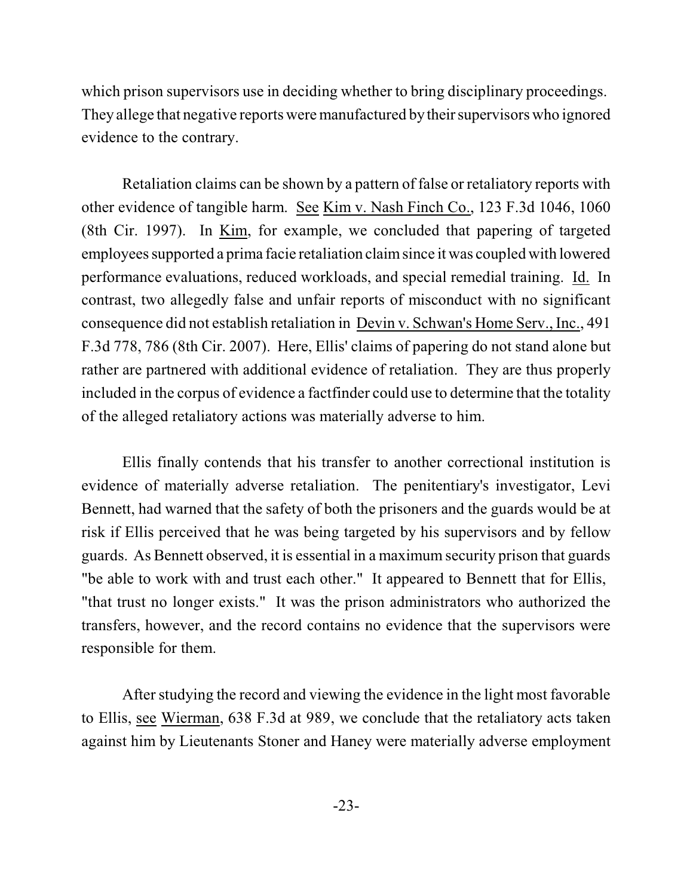which prison supervisors use in deciding whether to bring disciplinary proceedings. They allege that negative reports were manufactured by their supervisors who ignored evidence to the contrary.

Retaliation claims can be shown by a pattern of false or retaliatory reports with other evidence of tangible harm. See Kim v. Nash Finch Co., 123 F.3d 1046, 1060 (8th Cir. 1997). In Kim, for example, we concluded that papering of targeted employees supported a prima facie retaliation claim since it was coupled with lowered performance evaluations, reduced workloads, and special remedial training. Id. In contrast, two allegedly false and unfair reports of misconduct with no significant consequence did not establish retaliation in Devin v. Schwan's Home Serv., Inc., 491 F.3d 778, 786 (8th Cir. 2007). Here, Ellis' claims of papering do not stand alone but rather are partnered with additional evidence of retaliation. They are thus properly included in the corpus of evidence a factfinder could use to determine that the totality of the alleged retaliatory actions was materially adverse to him.

Ellis finally contends that his transfer to another correctional institution is evidence of materially adverse retaliation. The penitentiary's investigator, Levi Bennett, had warned that the safety of both the prisoners and the guards would be at risk if Ellis perceived that he was being targeted by his supervisors and by fellow guards. As Bennett observed, it is essential in a maximum security prison that guards "be able to work with and trust each other." It appeared to Bennett that for Ellis, "that trust no longer exists." It was the prison administrators who authorized the transfers, however, and the record contains no evidence that the supervisors were responsible for them.

After studying the record and viewing the evidence in the light most favorable to Ellis, see Wierman, 638 F.3d at 989, we conclude that the retaliatory acts taken against him by Lieutenants Stoner and Haney were materially adverse employment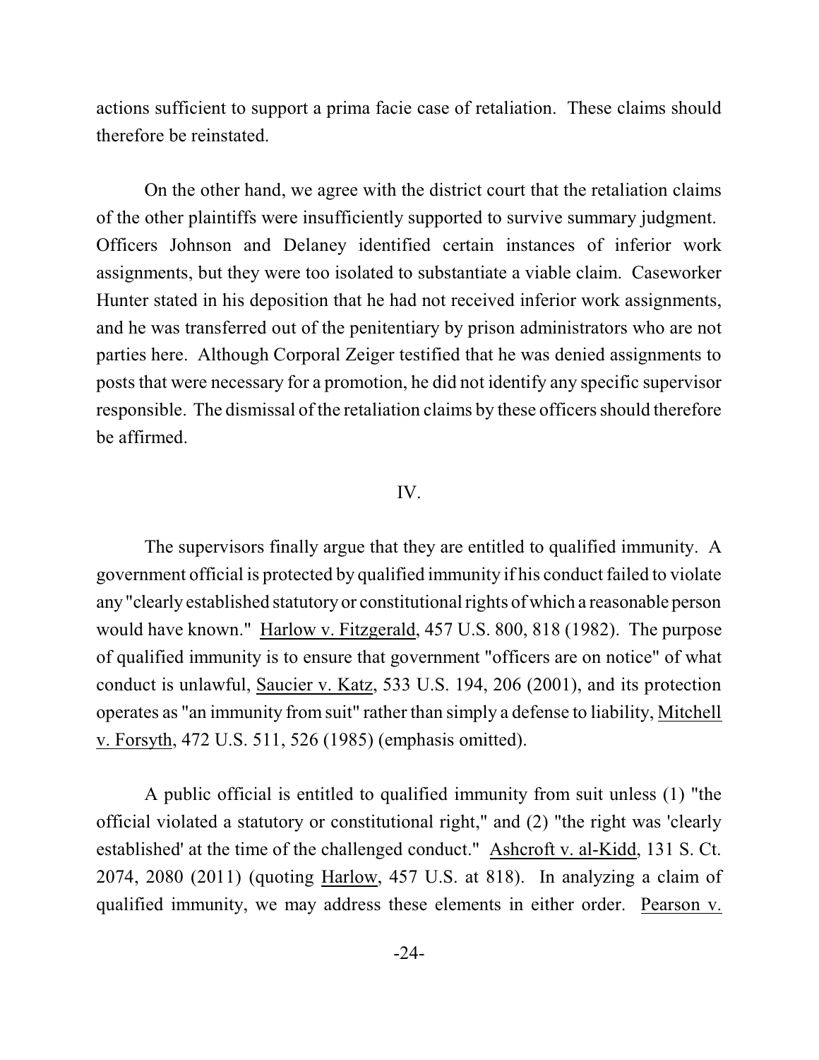actions sufficient to support a prima facie case of retaliation. These claims should therefore be reinstated.

On the other hand, we agree with the district court that the retaliation claims of the other plaintiffs were insufficiently supported to survive summary judgment. Officers Johnson and Delaney identified certain instances of inferior work assignments, but they were too isolated to substantiate a viable claim. Caseworker Hunter stated in his deposition that he had not received inferior work assignments, and he was transferred out of the penitentiary by prison administrators who are not parties here. Although Corporal Zeiger testified that he was denied assignments to posts that were necessary for a promotion, he did not identify any specific supervisor responsible. The dismissal of the retaliation claims by these officers should therefore be affirmed.

## IV.

The supervisors finally argue that they are entitled to qualified immunity. A government official is protected by qualified immunity if his conduct failed to violate any "clearly established statutory or constitutional rights of which a reasonable person would have known." Harlow v. Fitzgerald, 457 U.S. 800, 818 (1982). The purpose of qualified immunity is to ensure that government "officers are on notice" of what conduct is unlawful, Saucier v. Katz, 533 U.S. 194, 206 (2001), and its protection operates as "an immunity from suit" rather than simply a defense to liability, Mitchell v. Forsyth, 472 U.S. 511, 526 (1985) (emphasis omitted).

A public official is entitled to qualified immunity from suit unless (1) "the official violated a statutory or constitutional right," and (2) "the right was 'clearly established' at the time of the challenged conduct." Ashcroft v. al-Kidd, 131 S. Ct. 2074, 2080 (2011) (quoting Harlow, 457 U.S. at 818). In analyzing a claim of qualified immunity, we may address these elements in either order. Pearson v.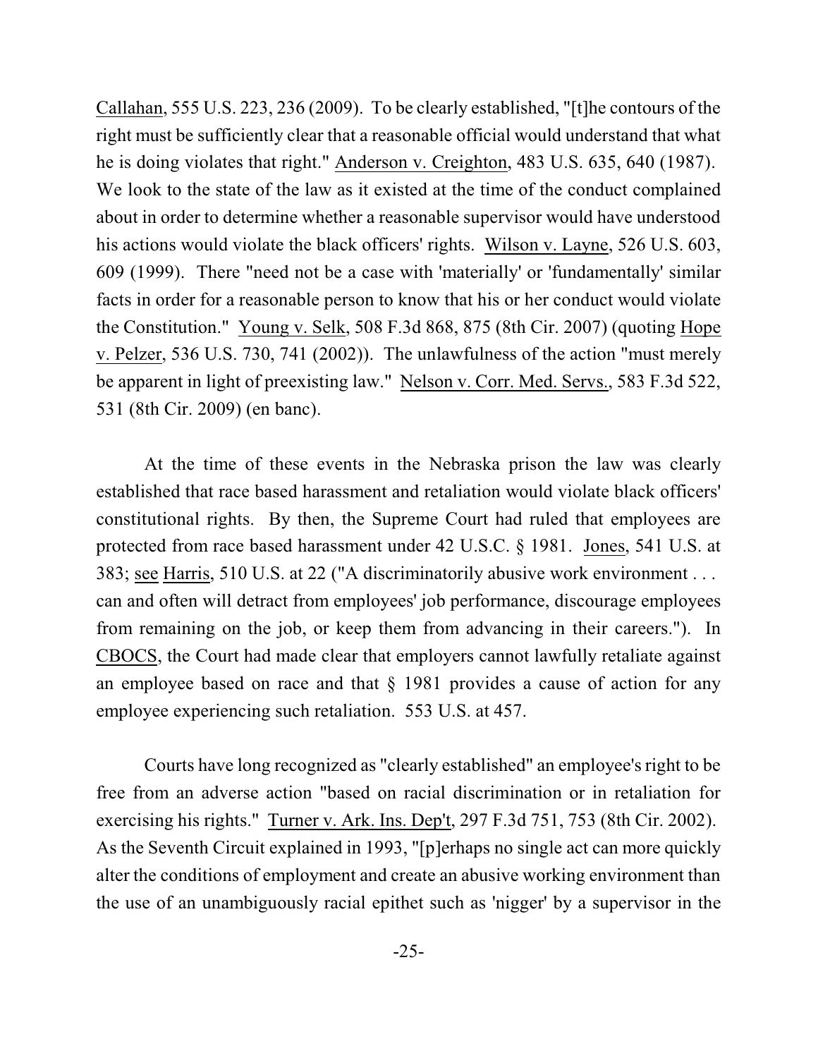Callahan, 555 U.S. 223, 236 (2009). To be clearly established, "[t]he contours of the right must be sufficiently clear that a reasonable official would understand that what he is doing violates that right." Anderson v. Creighton, 483 U.S. 635, 640 (1987). We look to the state of the law as it existed at the time of the conduct complained about in order to determine whether a reasonable supervisor would have understood his actions would violate the black officers' rights. Wilson v. Layne, 526 U.S. 603, 609 (1999). There "need not be a case with 'materially' or 'fundamentally' similar facts in order for a reasonable person to know that his or her conduct would violate the Constitution." Young v. Selk, 508 F.3d 868, 875 (8th Cir. 2007) (quoting Hope v. Pelzer, 536 U.S. 730, 741 (2002)). The unlawfulness of the action "must merely be apparent in light of preexisting law." Nelson v. Corr. Med. Servs., 583 F.3d 522, 531 (8th Cir. 2009) (en banc).

At the time of these events in the Nebraska prison the law was clearly established that race based harassment and retaliation would violate black officers' constitutional rights. By then, the Supreme Court had ruled that employees are protected from race based harassment under 42 U.S.C. § 1981. Jones, 541 U.S. at 383; see Harris, 510 U.S. at 22 ("A discriminatorily abusive work environment . . . can and often will detract from employees' job performance, discourage employees from remaining on the job, or keep them from advancing in their careers."). In CBOCS, the Court had made clear that employers cannot lawfully retaliate against an employee based on race and that § 1981 provides a cause of action for any employee experiencing such retaliation. 553 U.S. at 457.

Courts have long recognized as "clearly established" an employee's right to be free from an adverse action "based on racial discrimination or in retaliation for exercising his rights." Turner v. Ark. Ins. Dep't, 297 F.3d 751, 753 (8th Cir. 2002). As the Seventh Circuit explained in 1993, "[p]erhaps no single act can more quickly alter the conditions of employment and create an abusive working environment than the use of an unambiguously racial epithet such as 'nigger' by a supervisor in the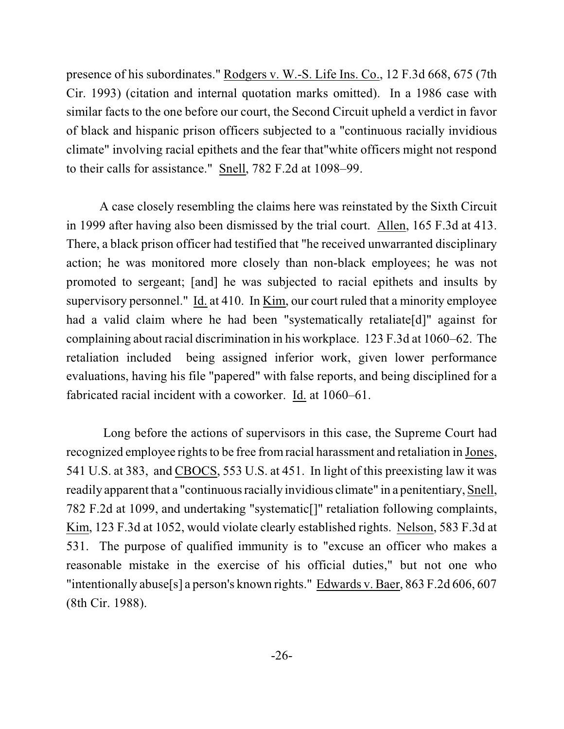presence of his subordinates." Rodgers v. W.-S. Life Ins. Co., 12 F.3d 668, 675 (7th Cir. 1993) (citation and internal quotation marks omitted). In a 1986 case with similar facts to the one before our court, the Second Circuit upheld a verdict in favor of black and hispanic prison officers subjected to a "continuous racially invidious climate" involving racial epithets and the fear that"white officers might not respond to their calls for assistance." Snell, 782 F.2d at 1098–99.

A case closely resembling the claims here was reinstated by the Sixth Circuit in 1999 after having also been dismissed by the trial court. Allen, 165 F.3d at 413. There, a black prison officer had testified that "he received unwarranted disciplinary action; he was monitored more closely than non-black employees; he was not promoted to sergeant; [and] he was subjected to racial epithets and insults by supervisory personnel." Id. at 410. In Kim, our court ruled that a minority employee had a valid claim where he had been "systematically retaliate[d]" against for complaining about racial discrimination in his workplace. 123 F.3d at 1060–62. The retaliation included being assigned inferior work, given lower performance evaluations, having his file "papered" with false reports, and being disciplined for a fabricated racial incident with a coworker. Id. at 1060–61.

Long before the actions of supervisors in this case, the Supreme Court had recognized employee rights to be free from racial harassment and retaliation in Jones, 541 U.S. at 383, and CBOCS, 553 U.S. at 451. In light of this preexisting law it was readily apparent that a "continuous racially invidious climate" in a penitentiary, Snell, 782 F.2d at 1099, and undertaking "systematic[]" retaliation following complaints, Kim, 123 F.3d at 1052, would violate clearly established rights. Nelson, 583 F.3d at 531. The purpose of qualified immunity is to "excuse an officer who makes a reasonable mistake in the exercise of his official duties," but not one who "intentionally abuse[s] a person's known rights." Edwards v. Baer, 863 F.2d 606, 607 (8th Cir. 1988).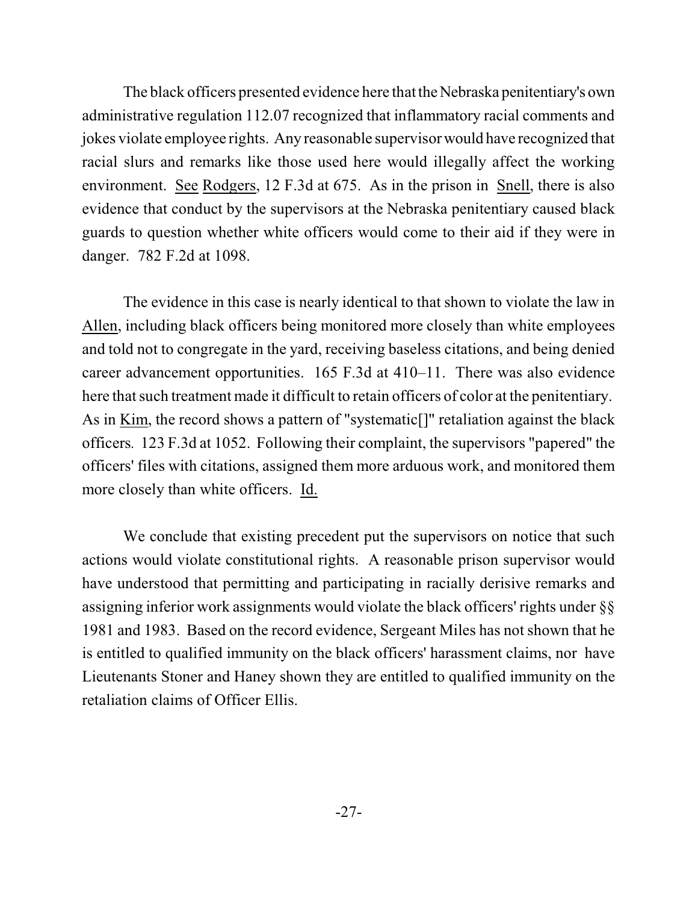The black officers presented evidence here that the Nebraska penitentiary's own administrative regulation 112.07 recognized that inflammatory racial comments and jokes violate employee rights. Any reasonable supervisor would have recognized that racial slurs and remarks like those used here would illegally affect the working environment. See Rodgers, 12 F.3d at 675. As in the prison in Snell, there is also evidence that conduct by the supervisors at the Nebraska penitentiary caused black guards to question whether white officers would come to their aid if they were in danger. 782 F.2d at 1098.

The evidence in this case is nearly identical to that shown to violate the law in Allen, including black officers being monitored more closely than white employees and told not to congregate in the yard, receiving baseless citations, and being denied career advancement opportunities. 165 F.3d at 410–11. There was also evidence here that such treatment made it difficult to retain officers of color at the penitentiary. As in Kim, the record shows a pattern of "systematic[]" retaliation against the black officers. 123 F.3d at 1052. Following their complaint, the supervisors "papered" the officers' files with citations, assigned them more arduous work, and monitored them more closely than white officers. Id.

We conclude that existing precedent put the supervisors on notice that such actions would violate constitutional rights. A reasonable prison supervisor would have understood that permitting and participating in racially derisive remarks and assigning inferior work assignments would violate the black officers' rights under §§ 1981 and 1983. Based on the record evidence, Sergeant Miles has not shown that he is entitled to qualified immunity on the black officers' harassment claims, nor have Lieutenants Stoner and Haney shown they are entitled to qualified immunity on the retaliation claims of Officer Ellis.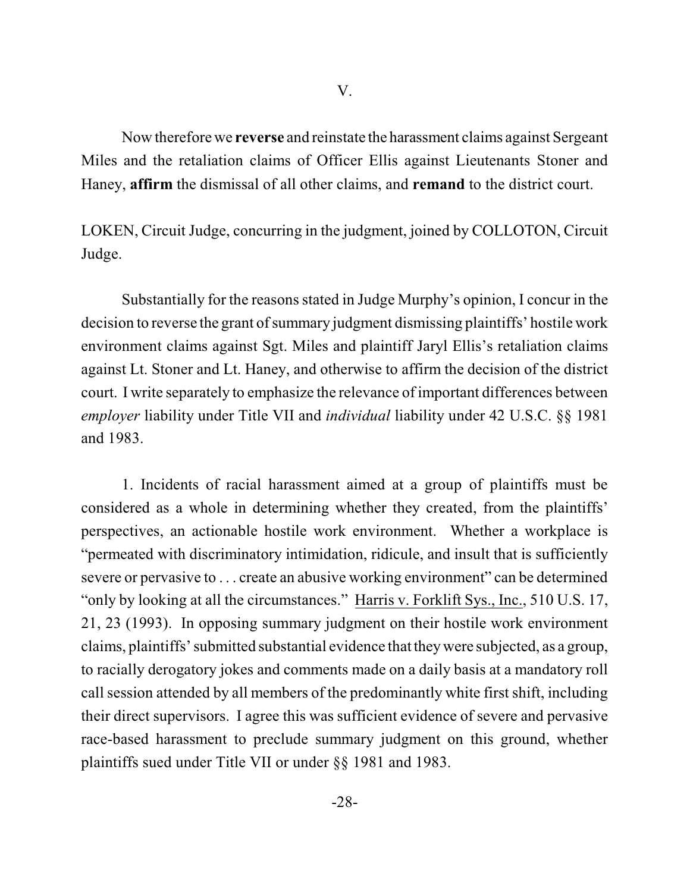## V.

Now therefore we **reverse** and reinstate the harassment claims against Sergeant Miles and the retaliation claims of Officer Ellis against Lieutenants Stoner and Haney, **affirm** the dismissal of all other claims, and **remand** to the district court.

LOKEN, Circuit Judge, concurring in the judgment, joined by COLLOTON, Circuit Judge.

Substantially for the reasons stated in Judge Murphy's opinion, I concur in the decision to reverse the grant of summary judgment dismissing plaintiffs' hostile work environment claims against Sgt. Miles and plaintiff Jaryl Ellis's retaliation claims against Lt. Stoner and Lt. Haney, and otherwise to affirm the decision of the district court. I write separately to emphasize the relevance of important differences between *employer* liability under Title VII and *individual* liability under 42 U.S.C. §§ 1981 and 1983.

1. Incidents of racial harassment aimed at a group of plaintiffs must be considered as a whole in determining whether they created, from the plaintiffs' perspectives, an actionable hostile work environment. Whether a workplace is "permeated with discriminatory intimidation, ridicule, and insult that is sufficiently severe or pervasive to . . . create an abusive working environment" can be determined "only by looking at all the circumstances." Harris v. Forklift Sys., Inc., 510 U.S. 17, 21, 23 (1993). In opposing summary judgment on their hostile work environment claims, plaintiffs' submitted substantial evidence that they were subjected, as a group, to racially derogatory jokes and comments made on a daily basis at a mandatory roll call session attended by all members of the predominantly white first shift, including their direct supervisors. I agree this was sufficient evidence of severe and pervasive race-based harassment to preclude summary judgment on this ground, whether plaintiffs sued under Title VII or under §§ 1981 and 1983.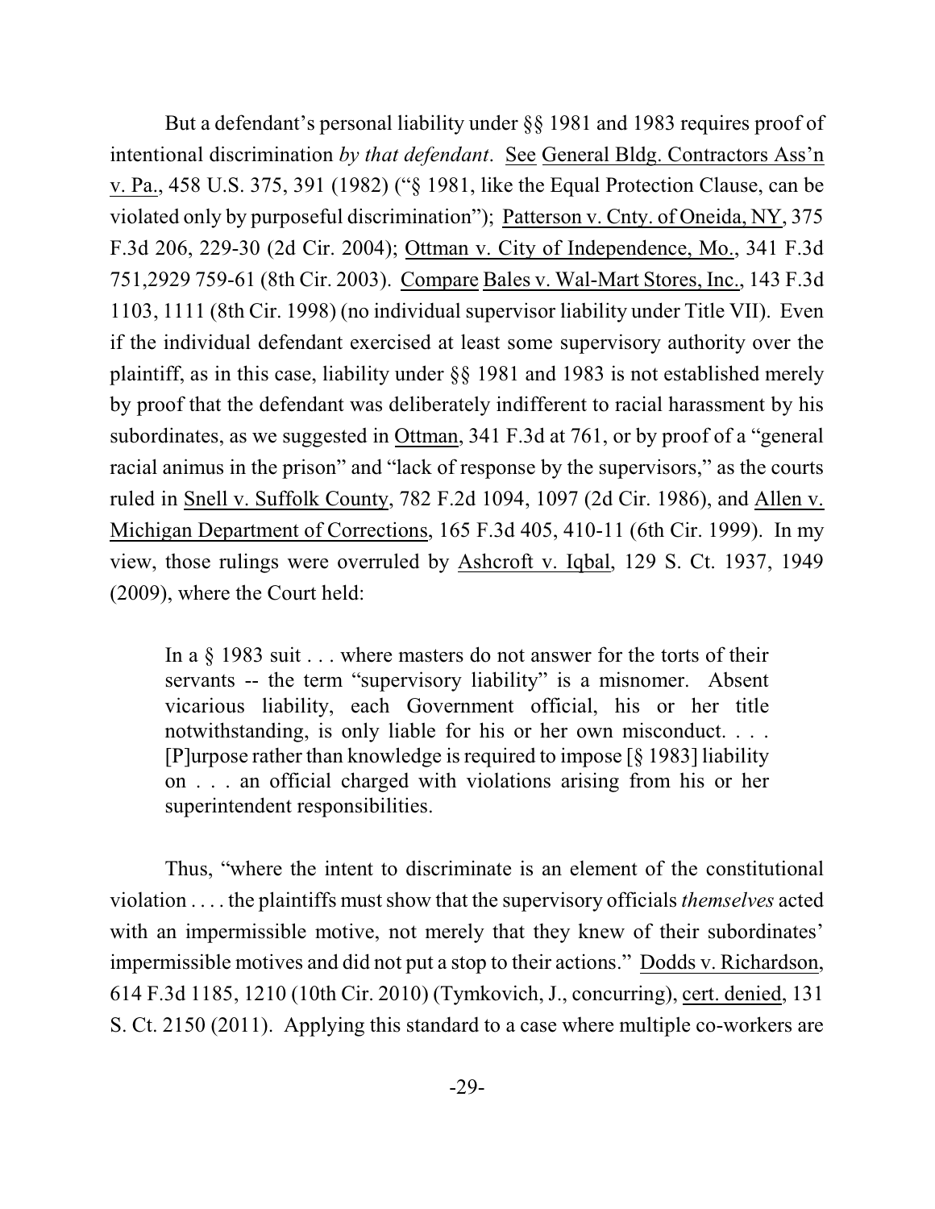But a defendant's personal liability under §§ 1981 and 1983 requires proof of intentional discrimination *by that defendant*. See General Bldg. Contractors Ass'n v. Pa., 458 U.S. 375, 391 (1982) ("§ 1981, like the Equal Protection Clause, can be violated only by purposeful discrimination"); Patterson v. Cnty. of Oneida, NY, 375 F.3d 206, 229-30 (2d Cir. 2004); Ottman v. City of Independence, Mo., 341 F.3d 751,2929 759-61 (8th Cir. 2003). Compare Bales v. Wal-Mart Stores, Inc., 143 F.3d 1103, 1111 (8th Cir. 1998) (no individual supervisor liability under Title VII). Even if the individual defendant exercised at least some supervisory authority over the plaintiff, as in this case, liability under §§ 1981 and 1983 is not established merely by proof that the defendant was deliberately indifferent to racial harassment by his subordinates, as we suggested in Ottman, 341 F.3d at 761, or by proof of a "general racial animus in the prison" and "lack of response by the supervisors," as the courts ruled in Snell v. Suffolk County, 782 F.2d 1094, 1097 (2d Cir. 1986), and Allen v. Michigan Department of Corrections, 165 F.3d 405, 410-11 (6th Cir. 1999). In my view, those rulings were overruled by Ashcroft v. Iqbal, 129 S. Ct. 1937, 1949 (2009), where the Court held:

> In a § 1983 suit . . . where masters do not answer for the torts of their servants -- the term "supervisory liability" is a misnomer. Absent vicarious liability, each Government official, his or her title notwithstanding, is only liable for his or her own misconduct. . . . [P]urpose rather than knowledge is required to impose [§ 1983] liability on . . . an official charged with violations arising from his or her superintendent responsibilities.

Thus, "where the intent to discriminate is an element of the constitutional violation . . . . the plaintiffs must show that the supervisory officials *themselves* acted with an impermissible motive, not merely that they knew of their subordinates' impermissible motives and did not put a stop to their actions." Dodds v. Richardson, 614 F.3d 1185, 1210 (10th Cir. 2010) (Tymkovich, J., concurring), cert. denied, 131 S. Ct. 2150 (2011). Applying this standard to a case where multiple co-workers are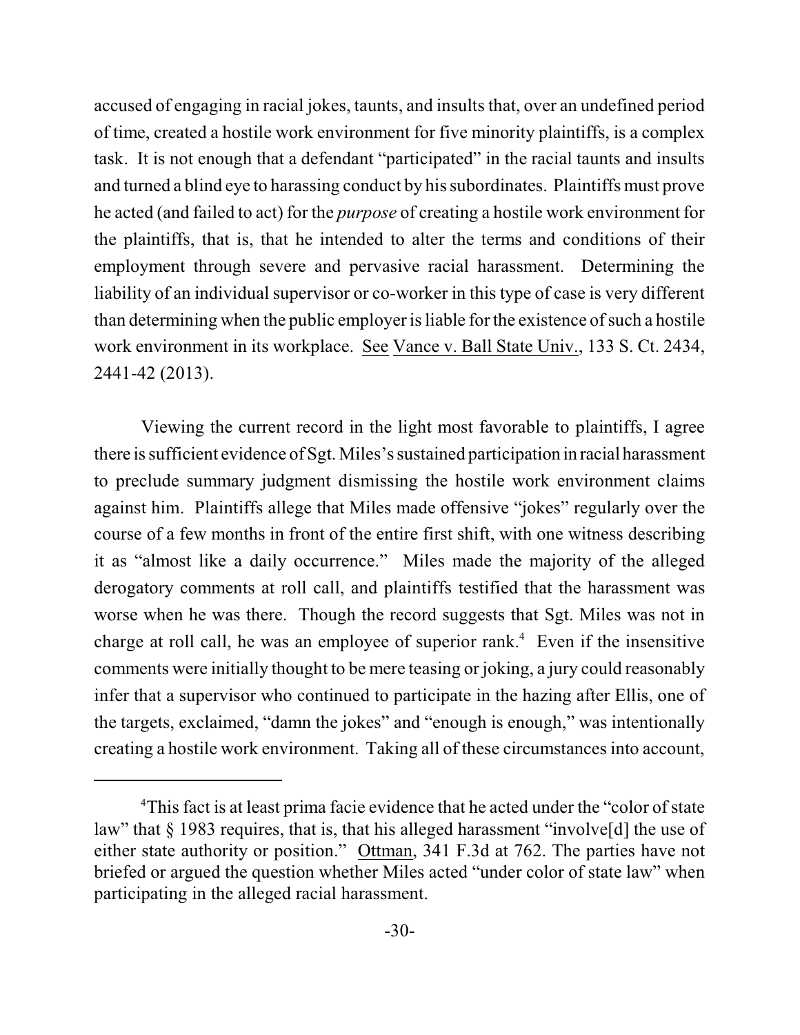accused of engaging in racial jokes, taunts, and insults that, over an undefined period of time, created a hostile work environment for five minority plaintiffs, is a complex task. It is not enough that a defendant "participated" in the racial taunts and insults and turned a blind eye to harassing conduct by his subordinates. Plaintiffs must prove he acted (and failed to act) for the *purpose* of creating a hostile work environment for the plaintiffs, that is, that he intended to alter the terms and conditions of their employment through severe and pervasive racial harassment. Determining the liability of an individual supervisor or co-worker in this type of case is very different than determining when the public employer is liable for the existence of such a hostile work environment in its workplace. See Vance v. Ball State Univ., 133 S. Ct. 2434, 2441-42 (2013).

Viewing the current record in the light most favorable to plaintiffs, I agree there is sufficient evidence of Sgt. Miles's sustained participation in racial harassment to preclude summary judgment dismissing the hostile work environment claims against him. Plaintiffs allege that Miles made offensive "jokes" regularly over the course of a few months in front of the entire first shift, with one witness describing it as "almost like a daily occurrence." Miles made the majority of the alleged derogatory comments at roll call, and plaintiffs testified that the harassment was worse when he was there. Though the record suggests that Sgt. Miles was not in charge at roll call, he was an employee of superior rank.[4] Even if the insensitive comments were initially thought to be mere teasing or joking, a jury could reasonably infer that a supervisor who continued to participate in the hazing after Ellis, one of the targets, exclaimed, "damn the jokes" and "enough is enough," was intentionally creating a hostile work environment. Taking all of these circumstances into account,

---

[4]This fact is at least prima facie evidence that he acted under the "color of state law" that § 1983 requires, that is, that his alleged harassment "involve[d] the use of either state authority or position." Ottman, 341 F.3d at 762. The parties have not briefed or argued the question whether Miles acted "under color of state law" when participating in the alleged racial harassment.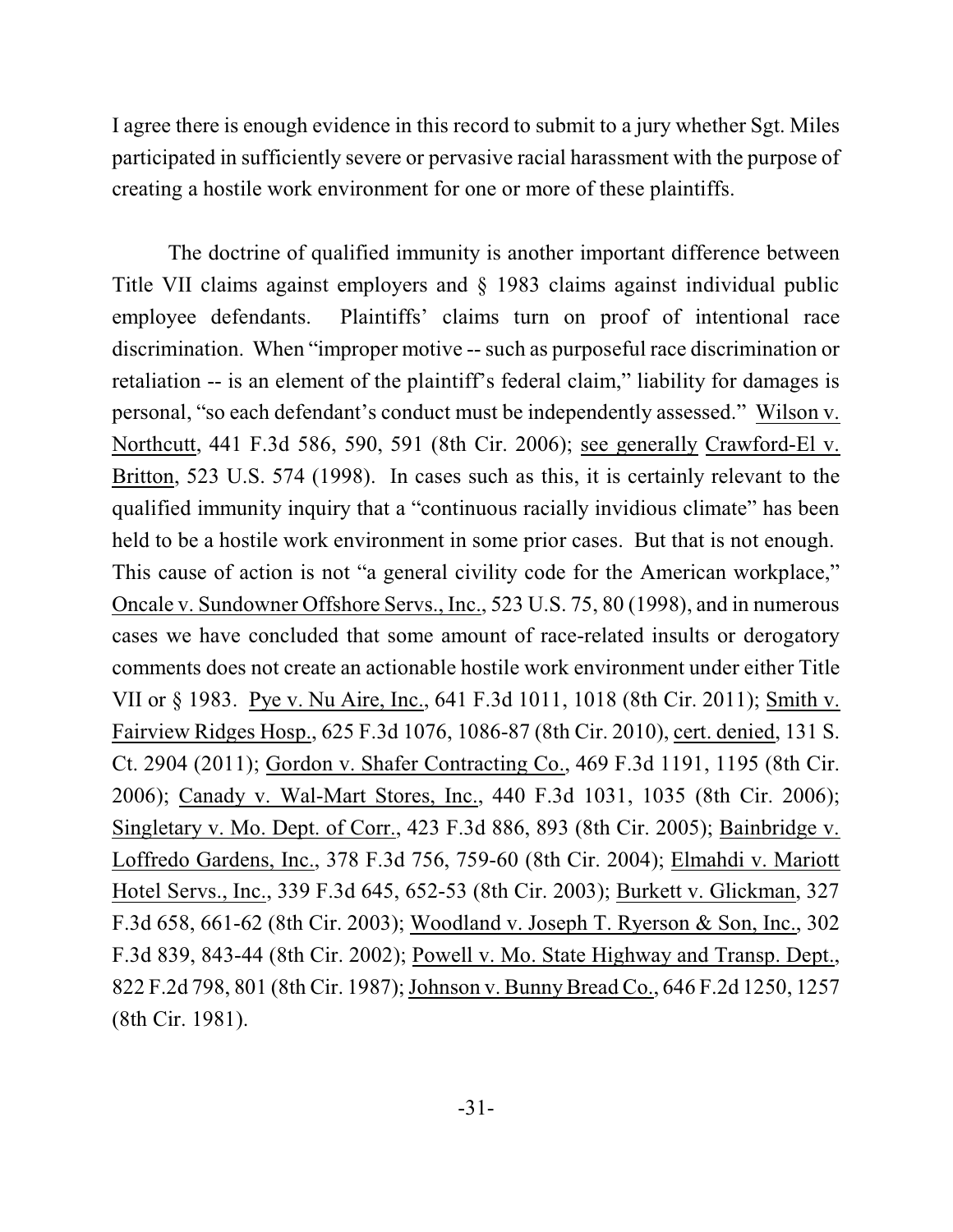I agree there is enough evidence in this record to submit to a jury whether Sgt. Miles participated in sufficiently severe or pervasive racial harassment with the purpose of creating a hostile work environment for one or more of these plaintiffs.

The doctrine of qualified immunity is another important difference between Title VII claims against employers and § 1983 claims against individual public employee defendants. Plaintiffs' claims turn on proof of intentional race discrimination. When "improper motive -- such as purposeful race discrimination or retaliation -- is an element of the plaintiff's federal claim," liability for damages is personal, "so each defendant's conduct must be independently assessed." Wilson v. Northcutt, 441 F.3d 586, 590, 591 (8th Cir. 2006); see generally Crawford-El v. Britton, 523 U.S. 574 (1998). In cases such as this, it is certainly relevant to the qualified immunity inquiry that a "continuous racially invidious climate" has been held to be a hostile work environment in some prior cases. But that is not enough. This cause of action is not "a general civility code for the American workplace," Oncale v. Sundowner Offshore Servs., Inc., 523 U.S. 75, 80 (1998), and in numerous cases we have concluded that some amount of race-related insults or derogatory comments does not create an actionable hostile work environment under either Title VII or § 1983. Pye v. Nu Aire, Inc., 641 F.3d 1011, 1018 (8th Cir. 2011); Smith v. Fairview Ridges Hosp., 625 F.3d 1076, 1086-87 (8th Cir. 2010), cert. denied, 131 S. Ct. 2904 (2011); Gordon v. Shafer Contracting Co., 469 F.3d 1191, 1195 (8th Cir. 2006); Canady v. Wal-Mart Stores, Inc., 440 F.3d 1031, 1035 (8th Cir. 2006); Singletary v. Mo. Dept. of Corr., 423 F.3d 886, 893 (8th Cir. 2005); Bainbridge v. Loffredo Gardens, Inc., 378 F.3d 756, 759-60 (8th Cir. 2004); Elmahdi v. Mariott Hotel Servs., Inc., 339 F.3d 645, 652-53 (8th Cir. 2003); Burkett v. Glickman, 327 F.3d 658, 661-62 (8th Cir. 2003); Woodland v. Joseph T. Ryerson & Son, Inc., 302 F.3d 839, 843-44 (8th Cir. 2002); Powell v. Mo. State Highway and Transp. Dept., 822 F.2d 798, 801 (8th Cir. 1987); Johnson v. Bunny Bread Co., 646 F.2d 1250, 1257 (8th Cir. 1981).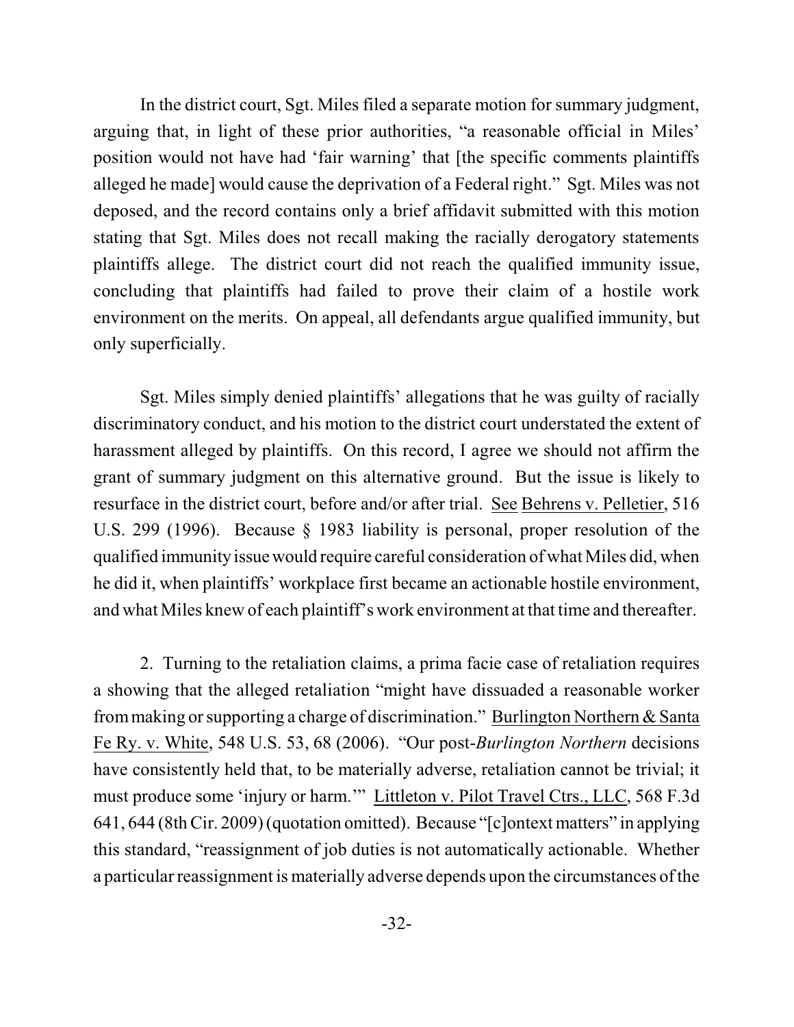In the district court, Sgt. Miles filed a separate motion for summary judgment, arguing that, in light of these prior authorities, "a reasonable official in Miles' position would not have had 'fair warning' that [the specific comments plaintiffs alleged he made] would cause the deprivation of a Federal right." Sgt. Miles was not deposed, and the record contains only a brief affidavit submitted with this motion stating that Sgt. Miles does not recall making the racially derogatory statements plaintiffs allege. The district court did not reach the qualified immunity issue, concluding that plaintiffs had failed to prove their claim of a hostile work environment on the merits. On appeal, all defendants argue qualified immunity, but only superficially.

Sgt. Miles simply denied plaintiffs' allegations that he was guilty of racially discriminatory conduct, and his motion to the district court understated the extent of harassment alleged by plaintiffs. On this record, I agree we should not affirm the grant of summary judgment on this alternative ground. But the issue is likely to resurface in the district court, before and/or after trial. See Behrens v. Pelletier, 516 U.S. 299 (1996). Because § 1983 liability is personal, proper resolution of the qualified immunity issue would require careful consideration of what Miles did, when he did it, when plaintiffs' workplace first became an actionable hostile environment, and what Miles knew of each plaintiff's work environment at that time and thereafter.

2. Turning to the retaliation claims, a prima facie case of retaliation requires a showing that the alleged retaliation "might have dissuaded a reasonable worker from making or supporting a charge of discrimination." Burlington Northern & Santa Fe Ry. v. White, 548 U.S. 53, 68 (2006). "Our post-*Burlington Northern* decisions have consistently held that, to be materially adverse, retaliation cannot be trivial; it must produce some 'injury or harm.'" Littleton v. Pilot Travel Ctrs., LLC, 568 F.3d 641, 644 (8th Cir. 2009) (quotation omitted). Because "[c]ontext matters" in applying this standard, "reassignment of job duties is not automatically actionable. Whether a particular reassignment is materially adverse depends upon the circumstances of the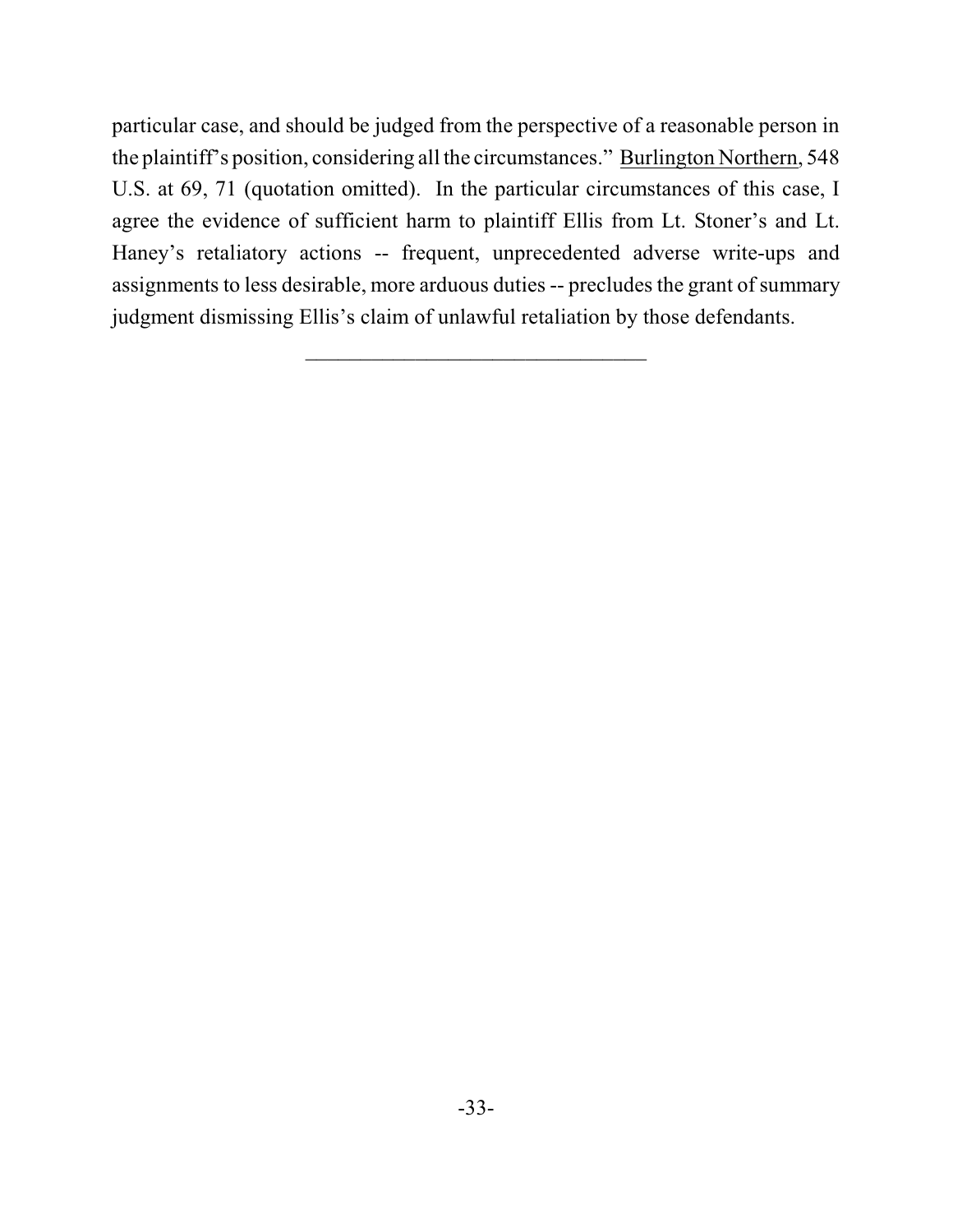particular case, and should be judged from the perspective of a reasonable person in the plaintiff's position, considering all the circumstances." Burlington Northern, 548 U.S. at 69, 71 (quotation omitted). In the particular circumstances of this case, I agree the evidence of sufficient harm to plaintiff Ellis from Lt. Stoner's and Lt. Haney's retaliatory actions -- frequent, unprecedented adverse write-ups and assignments to less desirable, more arduous duties -- precludes the grant of summary judgment dismissing Ellis's claim of unlawful retaliation by those defendants.

______________________________